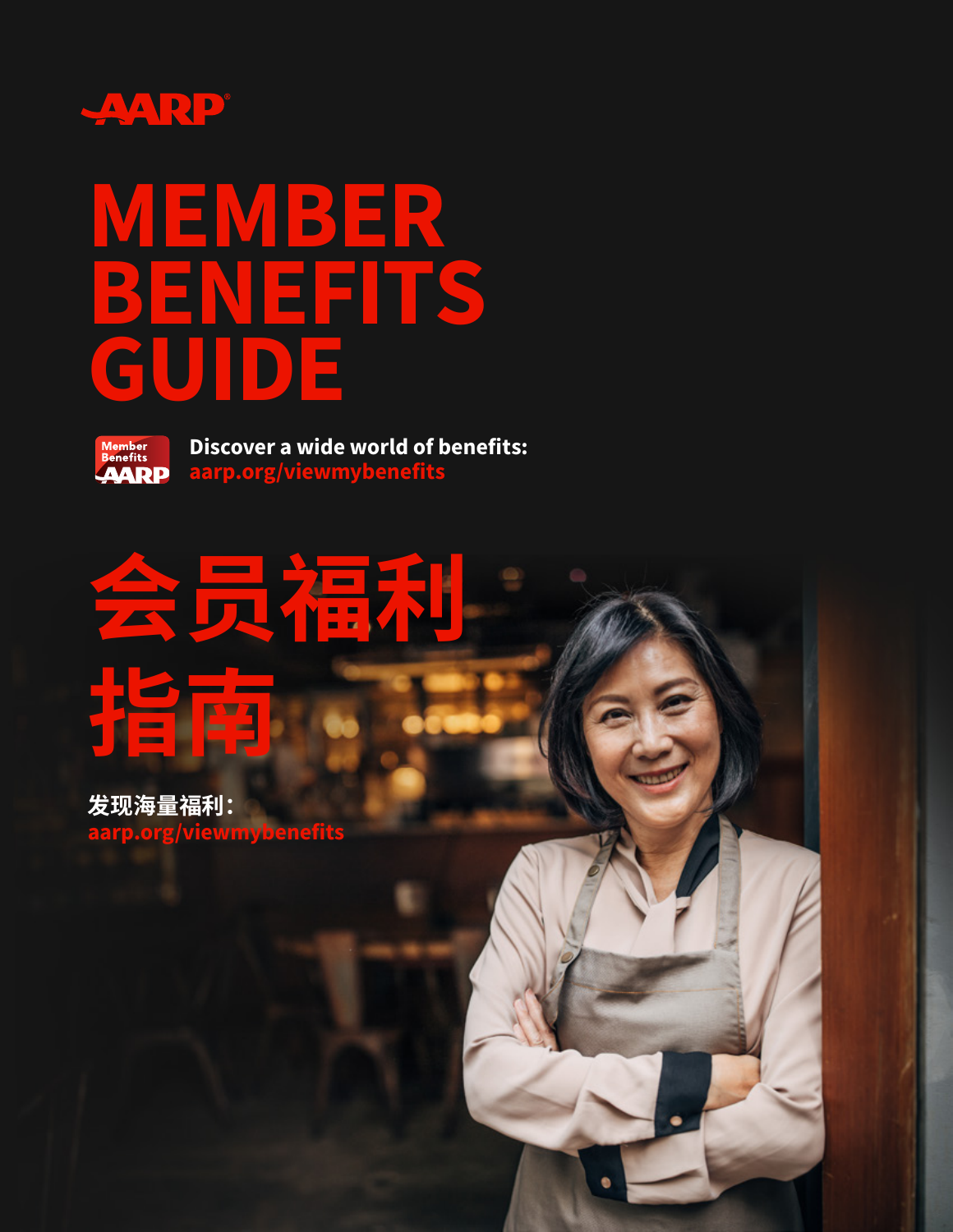AARP

# MEMBER BENEFITS GUIDE

Member Benefits AARP

**Discover a wide world of benefits:**
**aarp.org/viewmybenefits**

# 会员福利指南

**发现海量福利：**
**aarp.org/viewmybenefits**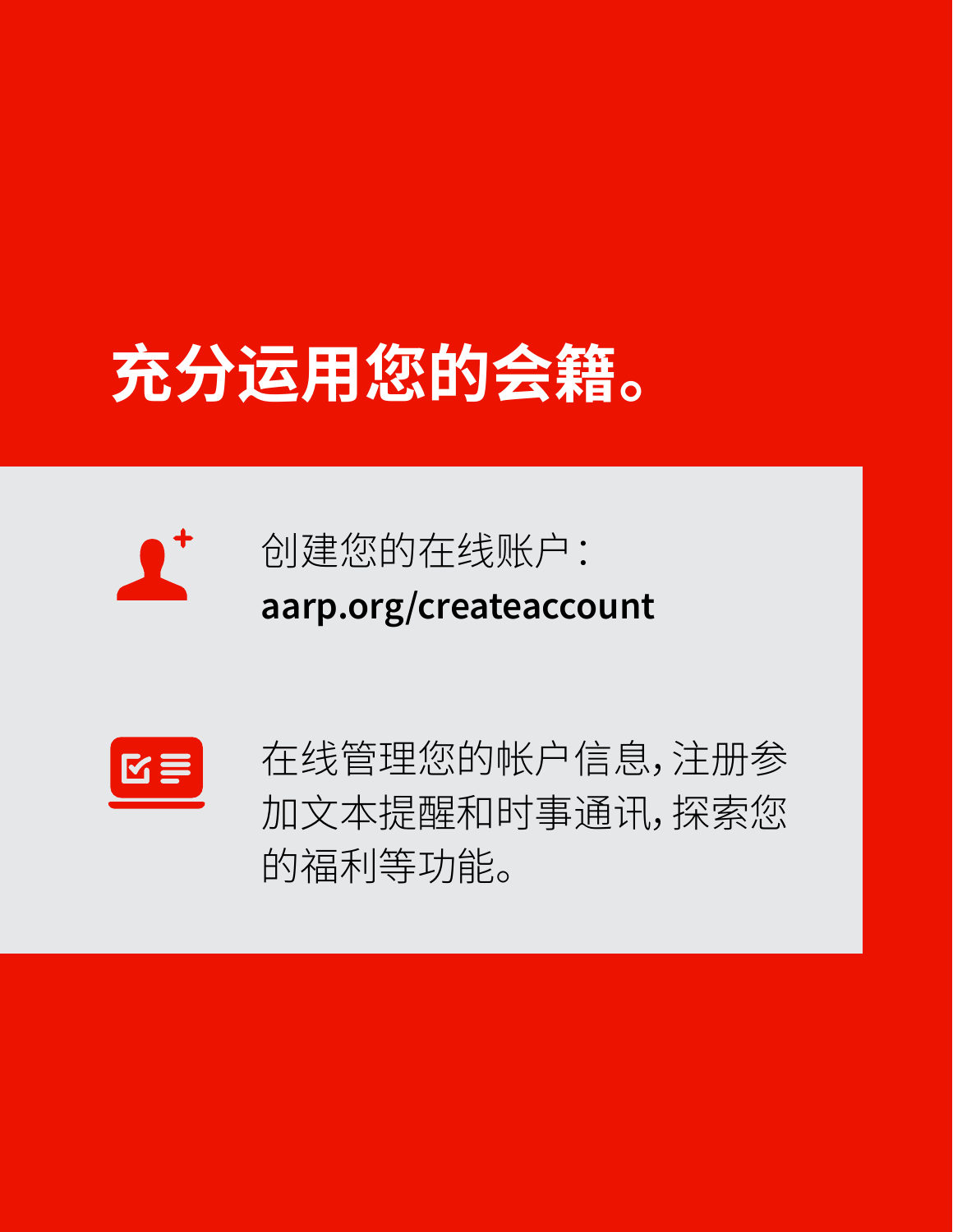# 充分运用您的会籍。

创建您的在线账户：
**aarp.org/createaccount**

在线管理您的帐户信息，注册参加文本提醒和时事通讯，探索您的福利等功能。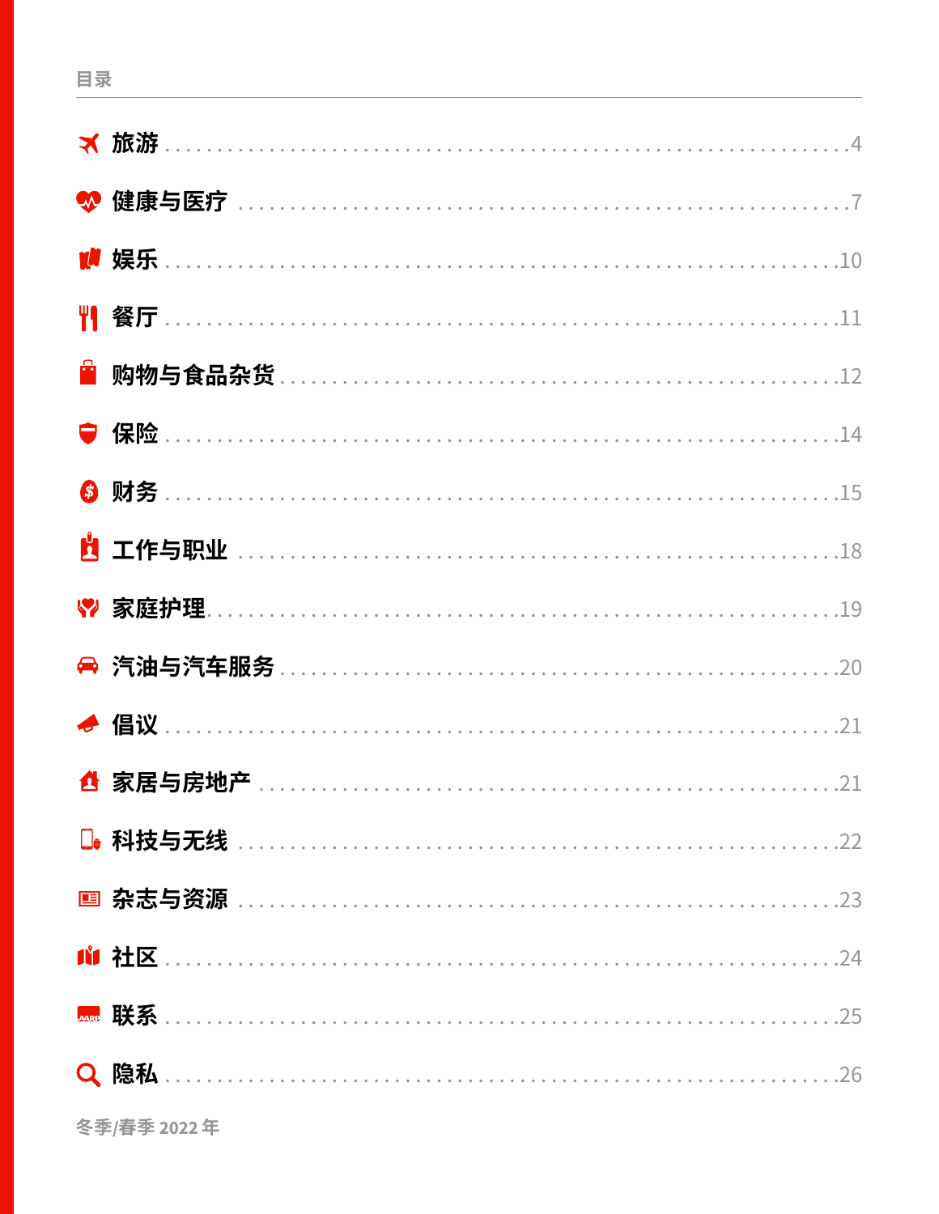## 目录

- 旅游 ........ 4
- 健康与医疗 ........ 7
- 娱乐 ........ 10
- 餐厅 ........ 11
- 购物与食品杂货 ........ 12
- 保险 ........ 14
- 财务 ........ 15
- 工作与职业 ........ 18
- 家庭护理 ........ 19
- 汽油与汽车服务 ........ 20
- 倡议 ........ 21
- 家居与房地产 ........ 21
- 科技与无线 ........ 22
- 杂志与资源 ........ 23
- 社区 ........ 24
- 联系 ........ 25
- 隐私 ........ 26

冬季/春季 2022 年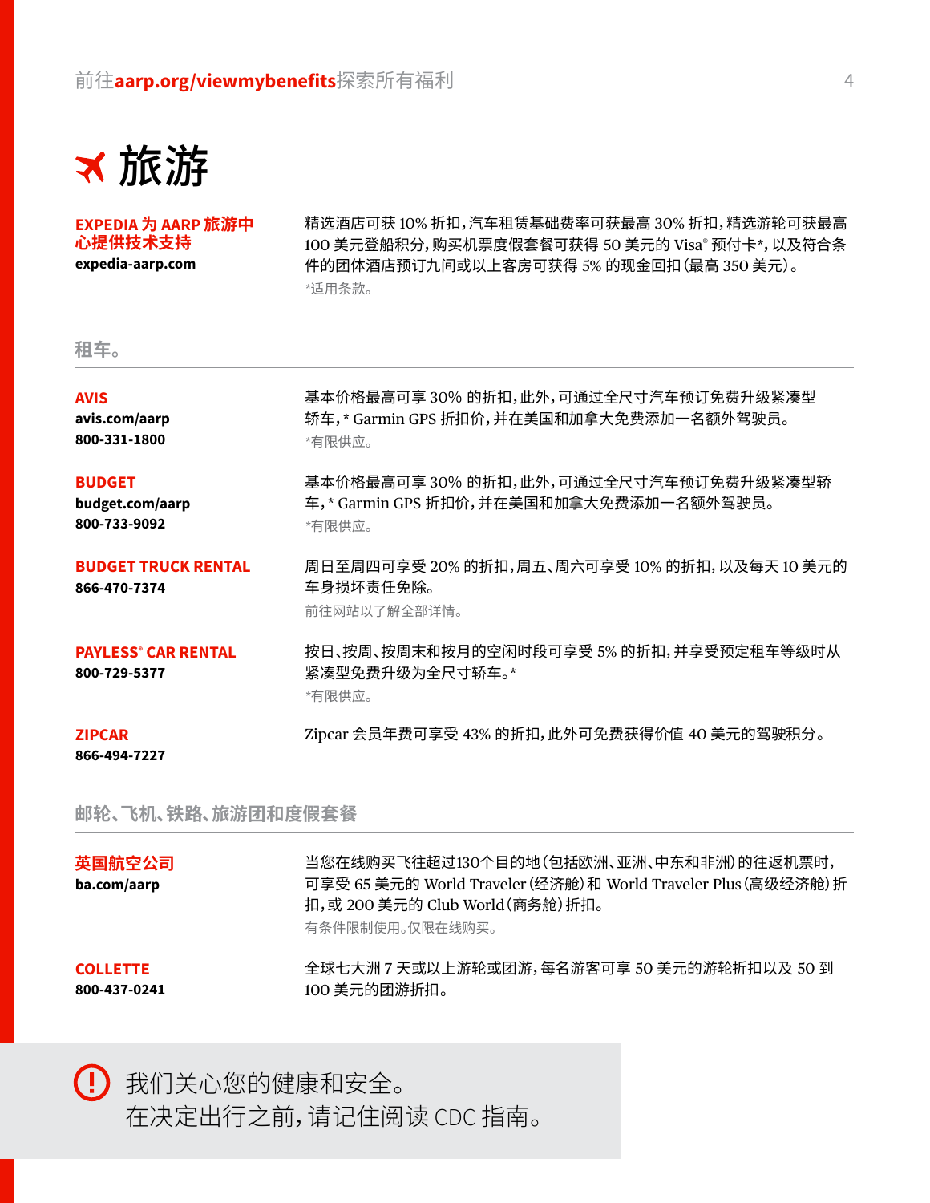# 旅游

**EXPEDIA 为 AARP 旅游中心提供技术支持**
**expedia-aarp.com**

精选酒店可获 10% 折扣，汽车租赁基础费率可获最高 30% 折扣，精选游轮可获最高 100 美元登船积分，购买机票度假套餐可获得 50 美元的 Visa® 预付卡*，以及符合条件的团体酒店预订九间或以上客房可获得 5% 的现金回扣（最高 350 美元）。
*适用条款。

## 租车。

**AVIS**
**avis.com/aarp**
**800-331-1800**

基本价格最高可享 30% 的折扣，此外，可通过全尺寸汽车预订免费升级紧凑型轿车，* Garmin GPS 折扣价，并在美国和加拿大免费添加一名额外驾驶员。
*有限供应。

**BUDGET**
**budget.com/aarp**
**800-733-9092**

基本价格最高可享 30% 的折扣，此外，可通过全尺寸汽车预订免费升级紧凑型轿车，* Garmin GPS 折扣价，并在美国和加拿大免费添加一名额外驾驶员。
*有限供应。

**BUDGET TRUCK RENTAL**
**866-470-7374**

周日至周四可享受 20% 的折扣，周五、周六可享受 10% 的折扣，以及每天 10 美元的车身损坏责任免除。
前往网站以了解全部详情。

**PAYLESS® CAR RENTAL**
**800-729-5377**

按日、按周、按周末和按月的空闲时段可享受 5% 的折扣，并享受预定租车等级时从紧凑型免费升级为全尺寸轿车。*
*有限供应。

**ZIPCAR**
**866-494-7227**

Zipcar 会员年费可享受 43% 的折扣，此外可免费获得价值 40 美元的驾驶积分。

## 邮轮、飞机、铁路、旅游团和度假套餐

**英国航空公司**
**ba.com/aarp**

当您在线购买飞往超过130个目的地（包括欧洲、亚洲、中东和非洲）的往返机票时，可享受 65 美元的 World Traveler（经济舱）和 World Traveler Plus（高级经济舱）折扣，或 200 美元的 Club World（商务舱）折扣。
有条件限制使用。仅限在线购买。

**COLLETTE**
**800-437-0241**

全球七大洲 7 天或以上游轮或团游，每名游客可享 50 美元的游轮折扣以及 50 到 100 美元的团游折扣。

我们关心您的健康和安全。
在决定出行之前，请记住阅读 CDC 指南。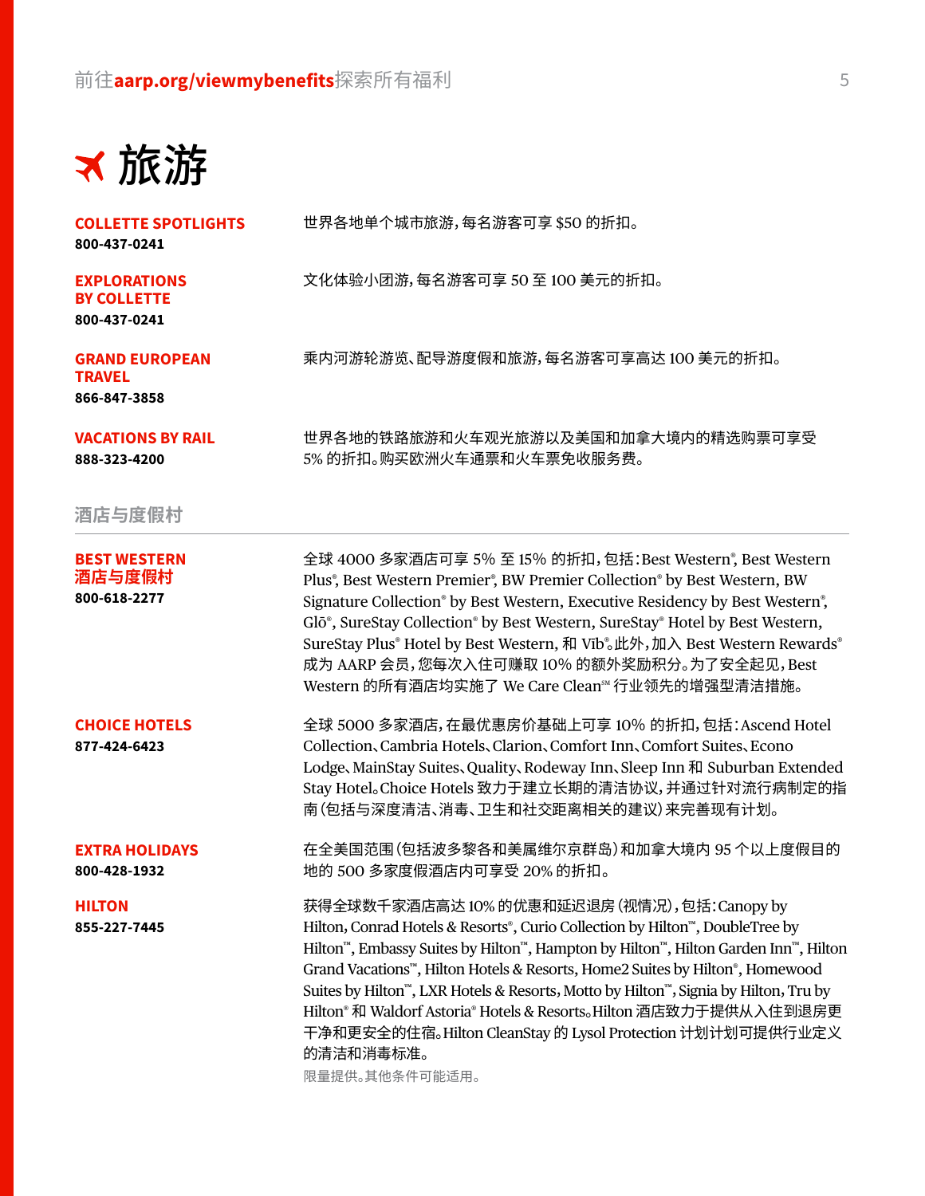# ✈ 旅游

**COLLETTE SPOTLIGHTS**
**800-437-0241**

世界各地单个城市旅游，每名游客可享 $50 的折扣。

**EXPLORATIONS BY COLLETTE**
**800-437-0241**

文化体验小团游，每名游客可享 50 至 100 美元的折扣。

**GRAND EUROPEAN TRAVEL**
**866-847-3858**

乘内河游轮游览、配导游度假和旅游，每名游客可享高达 100 美元的折扣。

**VACATIONS BY RAIL**
**888-323-4200**

世界各地的铁路旅游和火车观光旅游以及美国和加拿大境内的精选购票可享受 5% 的折扣。购买欧洲火车通票和火车票免收服务费。

## 酒店与度假村

**BEST WESTERN 酒店与度假村**
**800-618-2277**

全球 4000 多家酒店可享 5% 至 15% 的折扣，包括：Best Western®, Best Western Plus®, Best Western Premier®, BW Premier Collection® by Best Western, BW Signature Collection® by Best Western, Executive Residency by Best Western®, Glō®, SureStay Collection® by Best Western, SureStay® Hotel by Best Western, SureStay Plus® Hotel by Best Western, 和 Vīb®。此外，加入 Best Western Rewards® 成为 AARP 会员，您每次入住可赚取 10% 的额外奖励积分。为了安全起见，Best Western 的所有酒店均实施了 We Care Clean℠ 行业领先的增强型清洁措施。

**CHOICE HOTELS**
**877-424-6423**

全球 5000 多家酒店，在最优惠房价基础上可享 10% 的折扣，包括：Ascend Hotel Collection、Cambria Hotels、Clarion、Comfort Inn、Comfort Suites、Econo Lodge、MainStay Suites、Quality、Rodeway Inn、Sleep Inn 和 Suburban Extended Stay Hotel。Choice Hotels 致力于建立长期的清洁协议，并通过针对流行病制定的指南（包括与深度清洁、消毒、卫生和社交距离相关的建议）来完善现有计划。

**EXTRA HOLIDAYS**
**800-428-1932**

在全美国范围（包括波多黎各和美属维尔京群岛）和加拿大境内 95 个以上度假目的地的 500 多家度假酒店内可享受 20% 的折扣。

**HILTON**
**855-227-7445**

获得全球数千家酒店高达 10% 的优惠和延迟退房（视情况），包括：Canopy by Hilton, Conrad Hotels & Resorts®, Curio Collection by Hilton™, DoubleTree by Hilton™, Embassy Suites by Hilton™, Hampton by Hilton™, Hilton Garden Inn™, Hilton Grand Vacations™, Hilton Hotels & Resorts, Home2 Suites by Hilton®, Homewood Suites by Hilton™, LXR Hotels & Resorts, Motto by Hilton™, Signia by Hilton, Tru by Hilton® 和 Waldorf Astoria® Hotels & Resorts。Hilton 酒店致力于提供从入住到退房更干净和更安全的住宿。Hilton CleanStay 的 Lysol Protection 计划计划可提供行业定义的清洁和消毒标准。

限量提供。其他条件可能适用。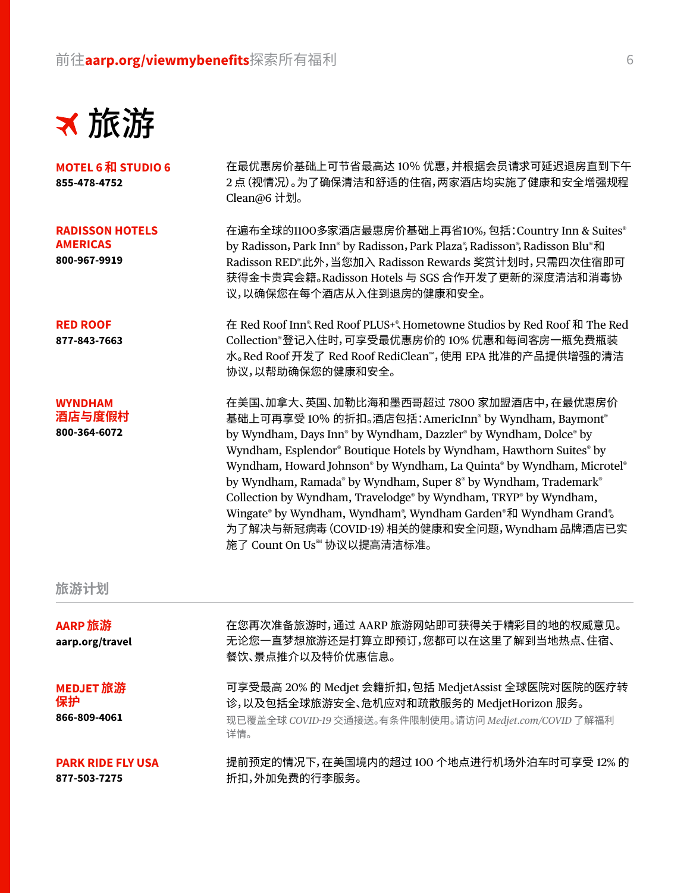# 旅游

**MOTEL 6 和 STUDIO 6**
**855-478-4752**

在最优惠房价基础上可节省最高达 10% 优惠，并根据会员请求可延迟退房直到下午 2 点（视情况）。为了确保清洁和舒适的住宿，两家酒店均实施了健康和安全增强规程 Clean@6 计划。

**RADISSON HOTELS AMERICAS**
**800-967-9919**

在遍布全球的1100多家酒店最惠房价基础上再省10%，包括：Country Inn & Suites® by Radisson，Park Inn® by Radisson，Park Plaza®，Radisson®，Radisson Blu®和 Radisson RED®。此外，当您加入 Radisson Rewards 奖赏计划时，只需四次住宿即可获得金卡贵宾会籍。Radisson Hotels 与 SGS 合作开发了更新的深度清洁和消毒协议，以确保您在每个酒店从入住到退房的健康和安全。

**RED ROOF**
**877-843-7663**

在 Red Roof Inn®、Red Roof PLUS+®、Hometowne Studios by Red Roof 和 The Red Collection®登记入住时，可享受最优惠房价的 10% 优惠和每间客房一瓶免费瓶装水。Red Roof 开发了 Red Roof RediClean™，使用 EPA 批准的产品提供增强的清洁协议，以帮助确保您的健康和安全。

**WYNDHAM 酒店与度假村**
**800-364-6072**

在美国、加拿大、英国、加勒比海和墨西哥超过 7800 家加盟酒店中，在最优惠房价基础上可再享受 10% 的折扣。酒店包括：AmericInn® by Wyndham, Baymont® by Wyndham, Days Inn® by Wyndham, Dazzler® by Wyndham, Dolce® by Wyndham, Esplendor® Boutique Hotels by Wyndham, Hawthorn Suites® by Wyndham, Howard Johnson® by Wyndham, La Quinta® by Wyndham, Microtel® by Wyndham, Ramada® by Wyndham, Super 8® by Wyndham, Trademark® Collection by Wyndham, Travelodge® by Wyndham, TRYP® by Wyndham, Wingate® by Wyndham, Wyndham®, Wyndham Garden®和 Wyndham Grand®。为了解决与新冠病毒（COVID-19）相关的健康和安全问题，Wyndham 品牌酒店已实施了 Count On Us℠ 协议以提高清洁标准。

## 旅游计划

**AARP 旅游**
**aarp.org/travel**

在您再次准备旅游时，通过 AARP 旅游网站即可获得关于精彩目的地的权威意见。无论您一直梦想旅游还是打算立即预订，您都可以在这里了解到当地热点、住宿、餐饮、景点推介以及特价优惠信息。

**MEDJET 旅游保护**
**866-809-4061**

可享受最高 20% 的 Medjet 会籍折扣，包括 MedjetAssist 全球医院对医院的医疗转诊，以及包括全球旅游安全、危机应对和疏散服务的 MedjetHorizon 服务。

现已覆盖全球 *COVID-19* 交通接送。有条件限制使用。请访问 *Medjet.com/COVID* 了解福利详情。

**PARK RIDE FLY USA**
**877-503-7275**

提前预定的情况下，在美国境内的超过 100 个地点进行机场外泊车时可享受 12% 的折扣，外加免费的行李服务。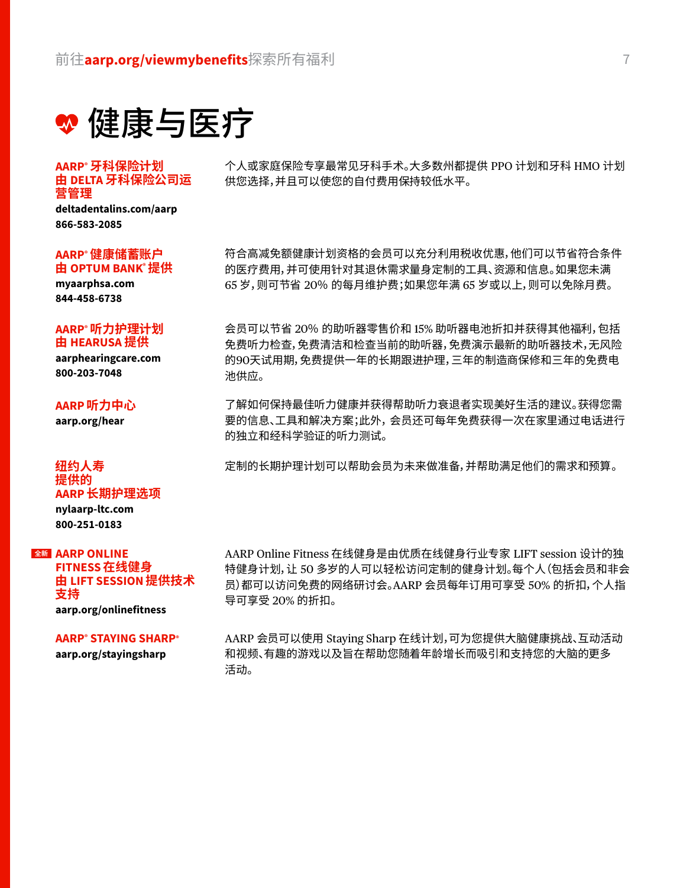# 健康与医疗

**AARP® 牙科保险计划**
**由 DELTA 牙科保险公司运营管理**
**deltadentalins.com/aarp**
**866-583-2085**

个人或家庭保险专享最常见牙科手术。大多数州都提供 PPO 计划和牙科 HMO 计划供您选择，并且可以使您的自付费用保持较低水平。

**AARP® 健康储蓄账户**
**由 OPTUM BANK® 提供**
**myaarphsa.com**
**844-458-6738**

符合高减免额健康计划资格的会员可以充分利用税收优惠，他们可以节省符合条件的医疗费用，并可使用针对其退休需求量身定制的工具、资源和信息。如果您未满 65 岁，则可节省 20% 的每月维护费；如果您年满 65 岁或以上，则可以免除月费。

**AARP® 听力护理计划**
**由 HEARUSA 提供**
**aarphearingcare.com**
**800-203-7048**

会员可以节省 20% 的助听器零售价和 15% 助听器电池折扣并获得其他福利，包括免费听力检查，免费清洁和检查当前的助听器，免费演示最新的助听器技术，无风险的90天试用期，免费提供一年的长期跟进护理，三年的制造商保修和三年的免费电池供应。

**AARP 听力中心**
**aarp.org/hear**

了解如何保持最佳听力健康并获得帮助听力衰退者实现美好生活的建议。获得您需要的信息、工具和解决方案；此外，会员还可每年免费获得一次在家里通过电话进行的独立和经科学验证的听力测试。

**纽约人寿提供的 AARP 长期护理选项**
**nylaarp-ltc.com**
**800-251-0183**

定制的长期护理计划可以帮助会员为未来做准备，并帮助满足他们的需求和预算。

**全新 AARP ONLINE FITNESS 在线健身**
**由 LIFT SESSION 提供技术支持**
**aarp.org/onlinefitness**

AARP Online Fitness 在线健身是由优质在线健身行业专家 LIFT session 设计的独特健身计划，让 50 多岁的人可以轻松访问定制的健身计划。每个人（包括会员和非会员）都可以访问免费的网络研讨会。AARP 会员每年订用可享受 50% 的折扣，个人指导可享受 20% 的折扣。

**AARP® STAYING SHARP®**
**aarp.org/stayingsharp**

AARP 会员可以使用 Staying Sharp 在线计划，可为您提供大脑健康挑战、互动活动和视频、有趣的游戏以及旨在帮助您随着年龄增长而吸引和支持您的大脑的更多活动。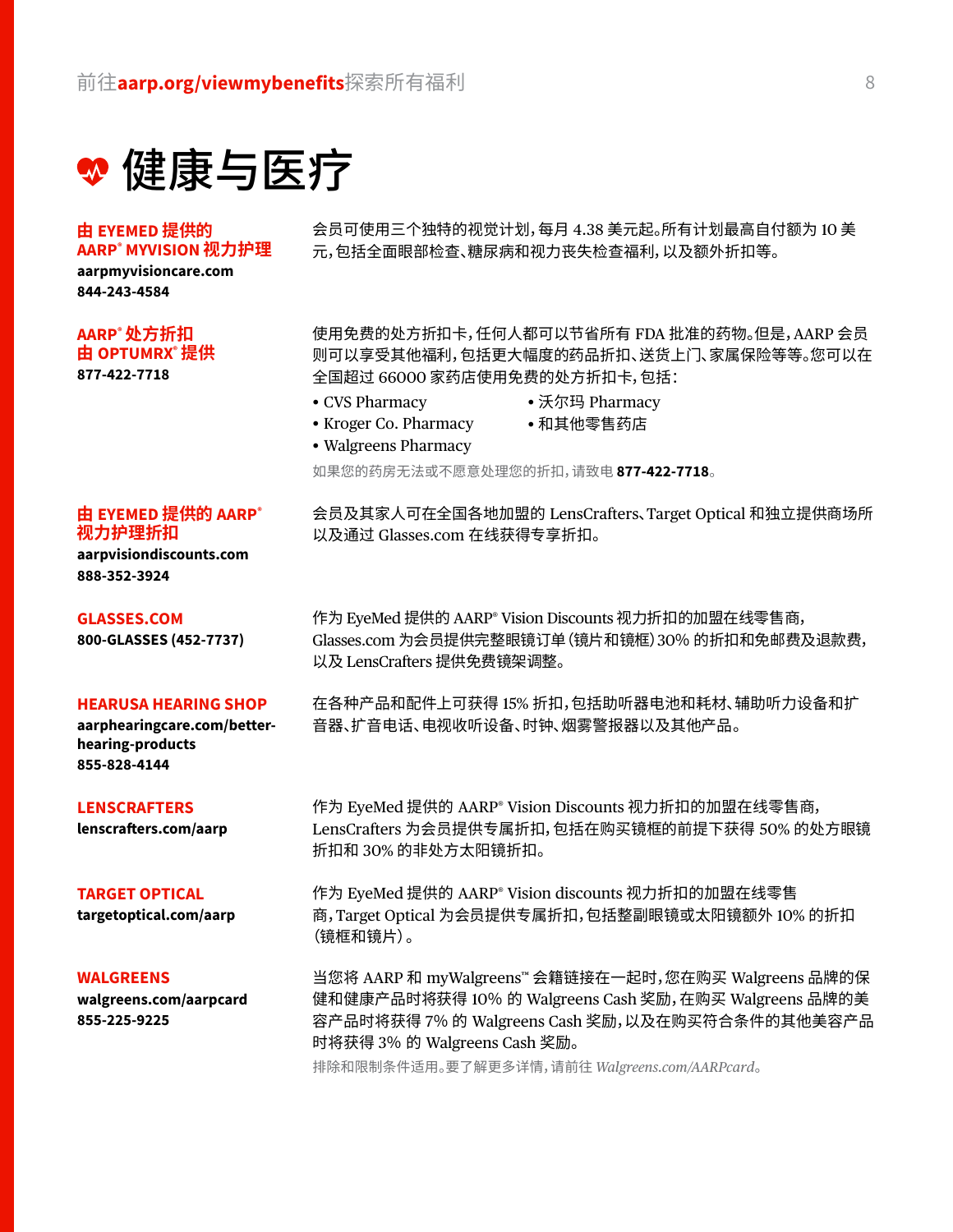# 健康与医疗

**由 EYEMED 提供的 AARP® MYVISION 视力护理**
**aarpmyvisioncare.com**
**844-243-4584**

会员可使用三个独特的视觉计划，每月 4.38 美元起。所有计划最高自付额为 10 美元，包括全面眼部检查、糖尿病和视力丧失检查福利，以及额外折扣等。

**AARP® 处方折扣由 OPTUMRX® 提供**
**877-422-7718**

使用免费的处方折扣卡，任何人都可以节省所有 FDA 批准的药物。但是，AARP 会员则可以享受其他福利，包括更大幅度的药品折扣、送货上门、家属保险等等。您可以在全国超过 66000 家药店使用免费的处方折扣卡，包括：

- CVS Pharmacy
- Kroger Co. Pharmacy
- Walgreens Pharmacy
- 沃尔玛 Pharmacy
- 和其他零售药店

如果您的药房无法或不愿意处理您的折扣，请致电 **877-422-7718**。

**由 EYEMED 提供的 AARP® 视力护理折扣**
**aarpvisiondiscounts.com**
**888-352-3924**

会员及其家人可在全国各地加盟的 LensCrafters、Target Optical 和独立提供商场所以及通过 Glasses.com 在线获得专享折扣。

**GLASSES.COM**
**800-GLASSES (452-7737)**

作为 EyeMed 提供的 AARP® Vision Discounts 视力折扣的加盟在线零售商，Glasses.com 为会员提供完整眼镜订单（镜片和镜框）30% 的折扣和免邮费及退款费，以及 LensCrafters 提供免费镜架调整。

**HEARUSA HEARING SHOP**
**aarphearingcare.com/better-hearing-products**
**855-828-4144**

在各种产品和配件上可获得 15% 折扣，包括助听器电池和耗材、辅助听力设备和扩音器、扩音电话、电视收听设备、时钟、烟雾警报器以及其他产品。

**LENSCRAFTERS**
**lenscrafters.com/aarp**

作为 EyeMed 提供的 AARP® Vision Discounts 视力折扣的加盟在线零售商，LensCrafters 为会员提供专属折扣，包括在购买镜框的前提下获得 50% 的处方眼镜折扣和 30% 的非处方太阳镜折扣。

**TARGET OPTICAL**
**targetoptical.com/aarp**

作为 EyeMed 提供的 AARP® Vision discounts 视力折扣的加盟在线零售商，Target Optical 为会员提供专属折扣，包括整副眼镜或太阳镜额外 10% 的折扣（镜框和镜片）。

**WALGREENS**
**walgreens.com/aarpcard**
**855-225-9225**

当您将 AARP 和 myWalgreens™ 会籍链接在一起时，您在购买 Walgreens 品牌的保健和健康产品时将获得 10% 的 Walgreens Cash 奖励，在购买 Walgreens 品牌的美容产品时将获得 7% 的 Walgreens Cash 奖励，以及在购买符合条件的其他美容产品时将获得 3% 的 Walgreens Cash 奖励。

排除和限制条件适用。要了解更多详情，请前往 *Walgreens.com/AARPcard*。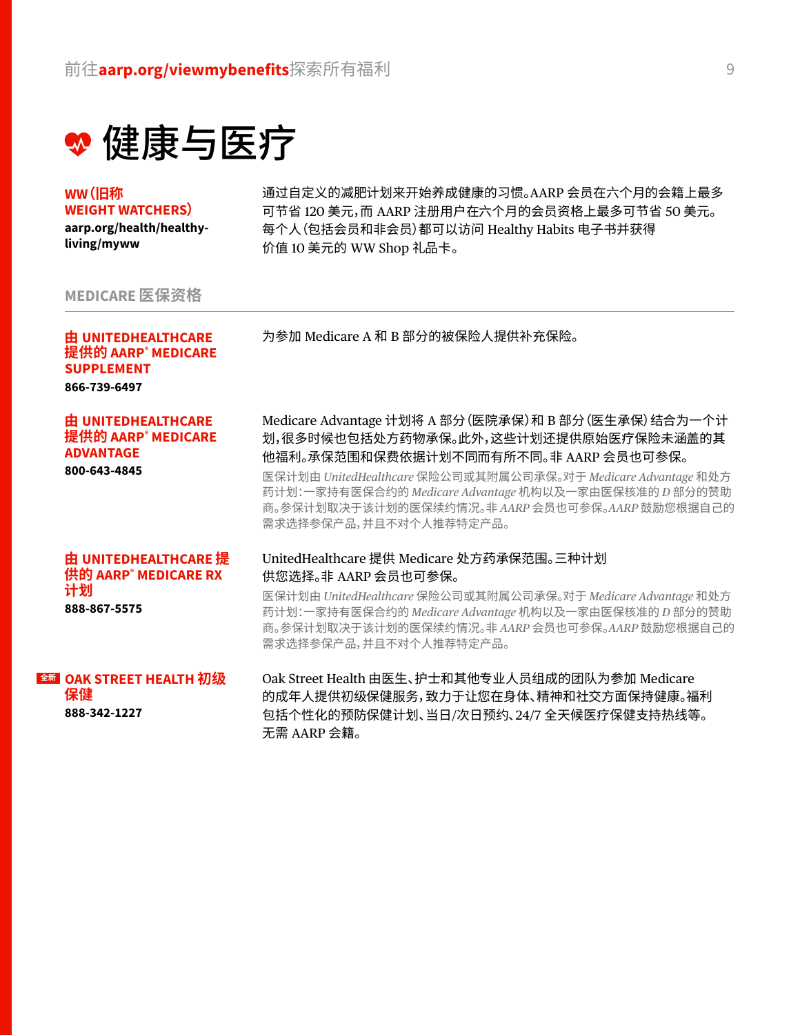# 健康与医疗

**WW（旧称 WEIGHT WATCHERS）**
**aarp.org/health/healthy-living/myww**

通过自定义的减肥计划来开始养成健康的习惯。AARP 会员在六个月的会籍上最多可节省 120 美元，而 AARP 注册用户在六个月的会员资格上最多可节省 50 美元。每个人（包括会员和非会员）都可以访问 Healthy Habits 电子书并获得价值 10 美元的 WW Shop 礼品卡。

## MEDICARE 医保资格

**由 UNITEDHEALTHCARE 提供的 AARP® MEDICARE SUPPLEMENT**
**866-739-6497**

为参加 Medicare A 和 B 部分的被保险人提供补充保险。

**由 UNITEDHEALTHCARE 提供的 AARP® MEDICARE ADVANTAGE**
**800-643-4845**

Medicare Advantage 计划将 A 部分（医院承保）和 B 部分（医生承保）结合为一个计划，很多时候也包括处方药物承保。此外，这些计划还提供原始医疗保险未涵盖的其他福利。承保范围和保费依据计划不同而有所不同。非 AARP 会员也可参保。

医保计划由 *UnitedHealthcare* 保险公司或其附属公司承保。对于 *Medicare Advantage* 和处方药计划：一家持有医保合约的 *Medicare Advantage* 机构以及一家由医保核准的 *D* 部分的赞助商。参保计划取决于该计划的医保续约情况。非 *AARP* 会员也可参保。*AARP* 鼓励您根据自己的需求选择参保产品，并且不对个人推荐特定产品。

**由 UNITEDHEALTHCARE 提供的 AARP® MEDICARE RX 计划**
**888-867-5575**

UnitedHealthcare 提供 Medicare 处方药承保范围。三种计划供您选择。非 AARP 会员也可参保。

医保计划由 *UnitedHealthcare* 保险公司或其附属公司承保。对于 *Medicare Advantage* 和处方药计划：一家持有医保合约的 *Medicare Advantage* 机构以及一家由医保核准的 *D* 部分的赞助商。参保计划取决于该计划的医保续约情况。非 *AARP* 会员也可参保。*AARP* 鼓励您根据自己的需求选择参保产品，并且不对个人推荐特定产品。

全新 **OAK STREET HEALTH 初级保健**
**888-342-1227**

Oak Street Health 由医生、护士和其他专业人员组成的团队为参加 Medicare 的成年人提供初级保健服务，致力于让您在身体、精神和社交方面保持健康。福利包括个性化的预防保健计划、当日/次日预约、24/7 全天候医疗保健支持热线等。无需 AARP 会籍。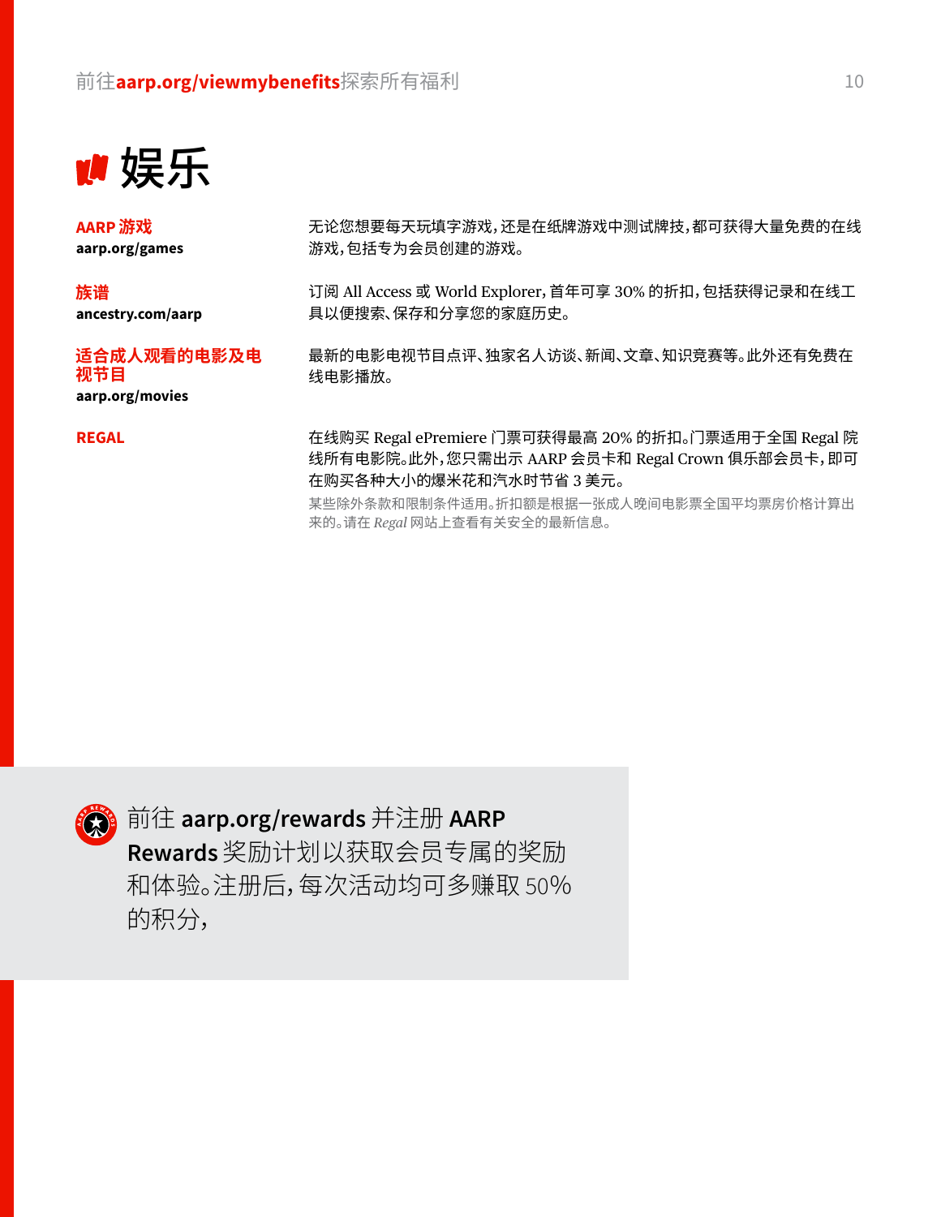# 娱乐

**AARP 游戏**
**aarp.org/games**

无论您想要每天玩填字游戏，还是在纸牌游戏中测试牌技，都可获得大量免费的在线游戏，包括专为会员创建的游戏。

**族谱**
**ancestry.com/aarp**

订阅 All Access 或 World Explorer，首年可享 30% 的折扣，包括获得记录和在线工具以便搜索、保存和分享您的家庭历史。

**适合成人观看的电影及电视节目**
**aarp.org/movies**

最新的电影电视节目点评、独家名人访谈、新闻、文章、知识竞赛等。此外还有免费在线电影播放。

**REGAL**

在线购买 Regal ePremiere 门票可获得最高 20% 的折扣。门票适用于全国 Regal 院线所有电影院。此外，您只需出示 AARP 会员卡和 Regal Crown 俱乐部会员卡，即可在购买各种大小的爆米花和汽水时节省 3 美元。

某些除外条款和限制条件适用。折扣额是根据一张成人晚间电影票全国平均票房价格计算出来的。请在 *Regal* 网站上查看有关安全的最新信息。

前往 **aarp.org/rewards** 并注册 **AARP Rewards** 奖励计划以获取会员专属的奖励和体验。注册后，每次活动均可多赚取 50% 的积分，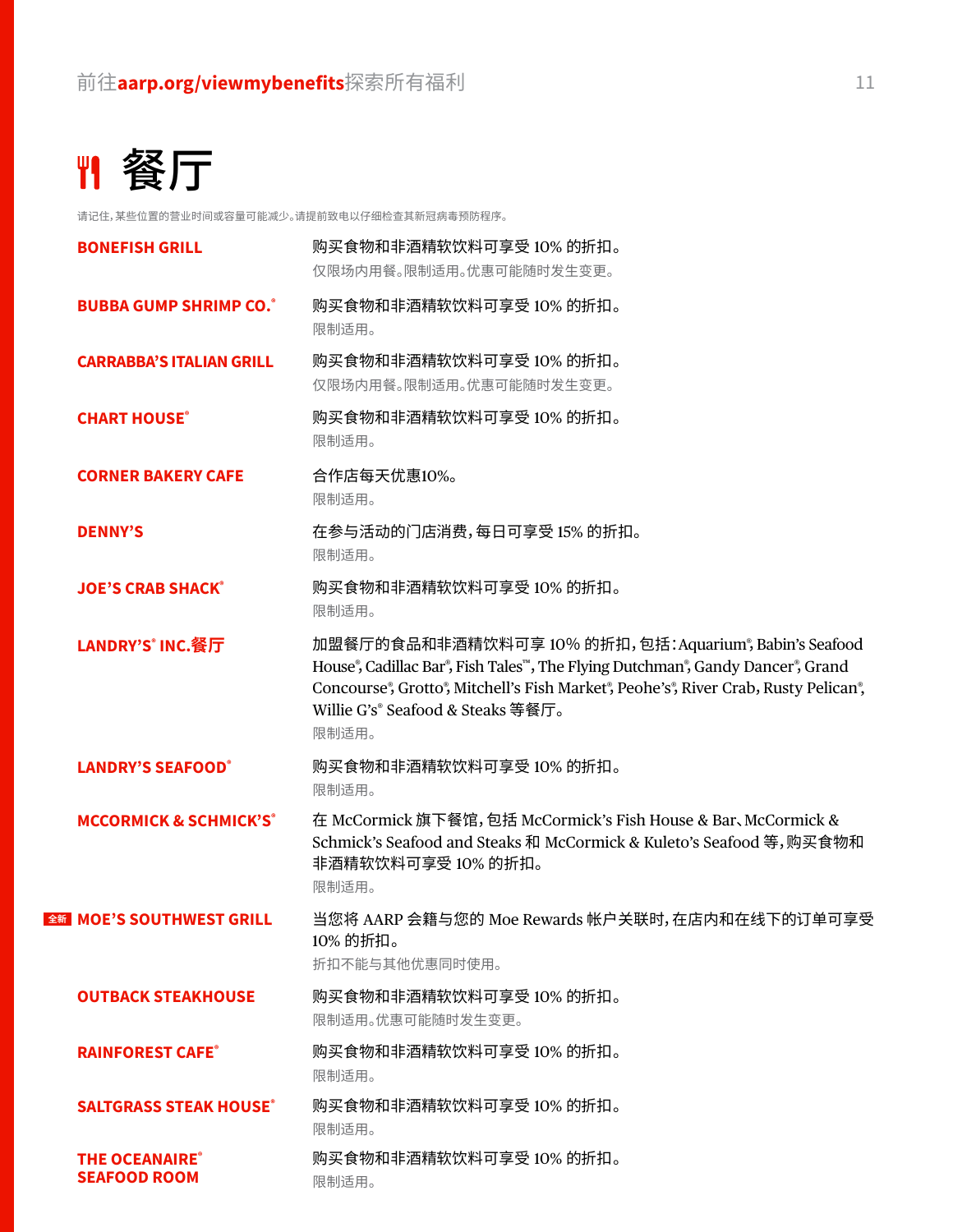# 餐厅

请记住，某些位置的营业时间或容量可能减少。请提前致电以仔细检查其新冠病毒预防程序。

**BONEFISH GRILL**

购买食物和非酒精软饮料可享受 10% 的折扣。
仅限场内用餐。限制适用。优惠可能随时发生变更。

**BUBBA GUMP SHRIMP CO.®**

购买食物和非酒精软饮料可享受 10% 的折扣。
限制适用。

**CARRABBA'S ITALIAN GRILL**

购买食物和非酒精软饮料可享受 10% 的折扣。
仅限场内用餐。限制适用。优惠可能随时发生变更。

**CHART HOUSE®**

购买食物和非酒精软饮料可享受 10% 的折扣。
限制适用。

**CORNER BAKERY CAFE**

合作店每天优惠10%。
限制适用。

**DENNY'S**

在参与活动的门店消费，每日可享受 15% 的折扣。
限制适用。

**JOE'S CRAB SHACK®**

购买食物和非酒精软饮料可享受 10% 的折扣。
限制适用。

**LANDRY'S® INC.餐厅**

加盟餐厅的食品和非酒精饮料可享 10% 的折扣，包括：Aquarium®, Babin's Seafood House®, Cadillac Bar®, Fish Tales™, The Flying Dutchman®, Gandy Dancer®, Grand Concourse®, Grotto®, Mitchell's Fish Market®, Peohe's®, River Crab, Rusty Pelican®, Willie G's® Seafood & Steaks 等餐厅。
限制适用。

**LANDRY'S SEAFOOD®**

购买食物和非酒精软饮料可享受 10% 的折扣。
限制适用。

**MCCORMICK & SCHMICK'S®**

在 McCormick 旗下餐馆，包括 McCormick's Fish House & Bar、McCormick & Schmick's Seafood and Steaks 和 McCormick & Kuleto's Seafood 等，购买食物和非酒精软饮料可享受 10% 的折扣。
限制适用。

全新 **MOE'S SOUTHWEST GRILL**

当您将 AARP 会籍与您的 Moe Rewards 帐户关联时，在店内和在线下的订单可享受 10% 的折扣。
折扣不能与其他优惠同时使用。

**OUTBACK STEAKHOUSE**

购买食物和非酒精软饮料可享受 10% 的折扣。
限制适用。优惠可能随时发生变更。

**RAINFOREST CAFE®**

购买食物和非酒精软饮料可享受 10% 的折扣。
限制适用。

**SALTGRASS STEAK HOUSE®**

购买食物和非酒精软饮料可享受 10% 的折扣。
限制适用。

**THE OCEANAIRE® SEAFOOD ROOM**

购买食物和非酒精软饮料可享受 10% 的折扣。
限制适用。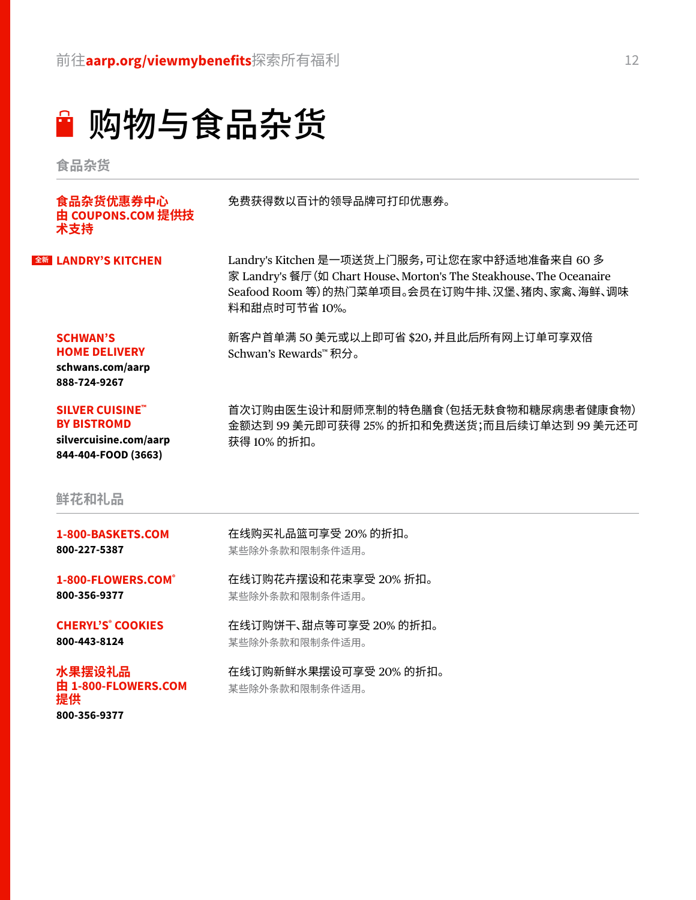# 购物与食品杂货

## 食品杂货

**食品杂货优惠券中心由 COUPONS.COM 提供技术支持**

免费获得数以百计的领导品牌可打印优惠券。

**全新 LANDRY'S KITCHEN**

Landry's Kitchen 是一项送货上门服务，可让您在家中舒适地准备来自 60 多家 Landry's 餐厅（如 Chart House、Morton's The Steakhouse、The Oceanaire Seafood Room 等）的热门菜单项目。会员在订购牛排、汉堡、猪肉、家禽、海鲜、调味料和甜点时可节省 10%。

**SCHWAN'S HOME DELIVERY**
schwans.com/aarp
888-724-9267

新客户首单满 50 美元或以上即可省 $20，并且此后所有网上订单可享双倍 Schwan's Rewards™ 积分。

**SILVER CUISINE™ BY BISTROMD**
silvercuisine.com/aarp
844-404-FOOD (3663)

首次订购由医生设计和厨师烹制的特色膳食（包括无麸食物和糖尿病患者健康食物）金额达到 99 美元即可获得 25% 的折扣和免费送货；而且后续订单达到 99 美元还可获得 10% 的折扣。

## 鲜花和礼品

**1-800-BASKETS.COM**
800-227-5387

在线购买礼品篮可享受 20% 的折扣。
某些除外条款和限制条件适用。

**1-800-FLOWERS.COM®**
800-356-9377

在线订购花卉摆设和花束享受 20% 折扣。
某些除外条款和限制条件适用。

**CHERYL'S® COOKIES**
800-443-8124

在线订购饼干、甜点等可享受 20% 的折扣。
某些除外条款和限制条件适用。

**水果摆设礼品由 1-800-FLOWERS.COM 提供**
800-356-9377

在线订购新鲜水果摆设可享受 20% 的折扣。
某些除外条款和限制条件适用。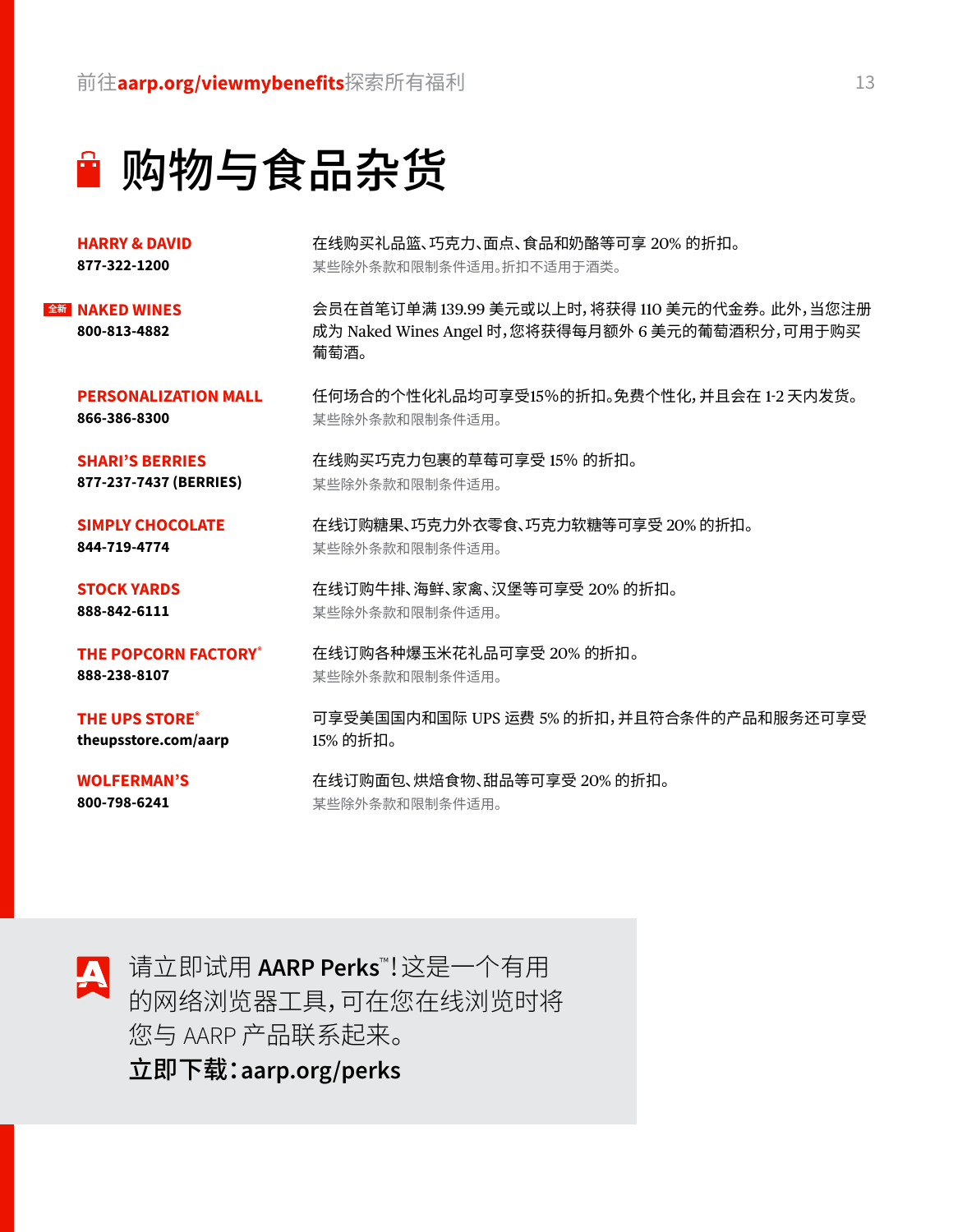# 购物与食品杂货

**HARRY & DAVID**
**877-322-1200**

在线购买礼品篮、巧克力、面点、食品和奶酪等可享 20% 的折扣。
某些除外条款和限制条件适用。折扣不适用于酒类。

全新 **NAKED WINES**
**800-813-4882**

会员在首笔订单满 139.99 美元或以上时，将获得 110 美元的代金券。此外，当您注册成为 Naked Wines Angel 时，您将获得每月额外 6 美元的葡萄酒积分，可用于购买葡萄酒。

**PERSONALIZATION MALL**
**866-386-8300**

任何场合的个性化礼品均可享受15%的折扣。免费个性化，并且会在 1-2 天内发货。
某些除外条款和限制条件适用。

**SHARI'S BERRIES**
**877-237-7437 (BERRIES)**

在线购买巧克力包裹的草莓可享受 15% 的折扣。
某些除外条款和限制条件适用。

**SIMPLY CHOCOLATE**
**844-719-4774**

在线订购糖果、巧克力外衣零食、巧克力软糖等可享受 20% 的折扣。
某些除外条款和限制条件适用。

**STOCK YARDS**
**888-842-6111**

在线订购牛排、海鲜、家禽、汉堡等可享受 20% 的折扣。
某些除外条款和限制条件适用。

**THE POPCORN FACTORY®**
**888-238-8107**

在线订购各种爆玉米花礼品可享受 20% 的折扣。
某些除外条款和限制条件适用。

**THE UPS STORE®**
**theupsstore.com/aarp**

可享受美国国内和国际 UPS 运费 5% 的折扣，并且符合条件的产品和服务还可享受 15% 的折扣。

**WOLFERMAN'S**
**800-798-6241**

在线订购面包、烘焙食物、甜品等可享受 20% 的折扣。
某些除外条款和限制条件适用。

请立即试用 **AARP Perks**™！这是一个有用的网络浏览器工具，可在您在线浏览时将您与 AARP 产品联系起来。
**立即下载：aarp.org/perks**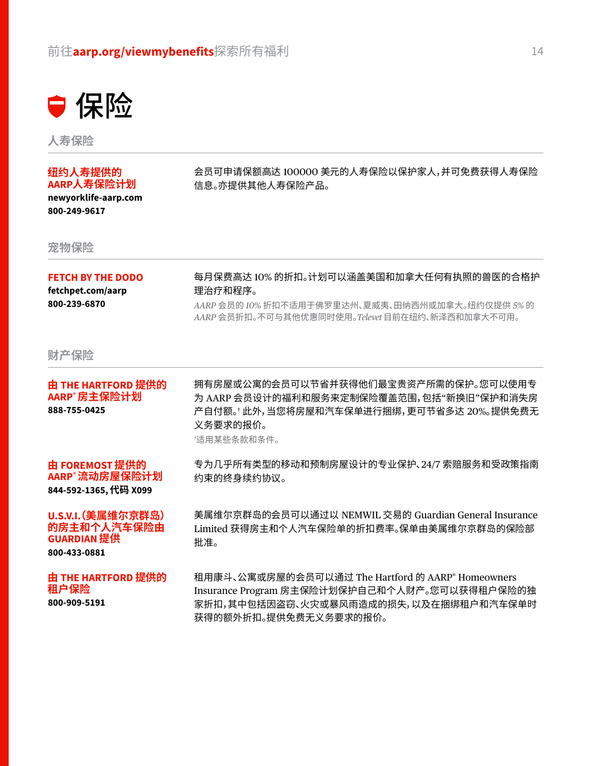# 保险

## 人寿保险

**纽约人寿提供的 AARP人寿保险计划**
**newyorklife-aarp.com**
**800-249-9617**

会员可申请保额高达 100000 美元的人寿保险以保护家人，并可免费获得人寿保险信息。亦提供其他人寿保险产品。

## 宠物保险

**FETCH BY THE DODO**
**fetchpet.com/aarp**
**800-239-6870**

每月保费高达 10% 的折扣。计划可以涵盖美国和加拿大任何有执照的兽医的合格护理治疗和程序。

*AARP 会员的 10% 折扣不适用于佛罗里达州、夏威夷、田纳西州或加拿大。纽约仅提供 5% 的 AARP 会员折扣。不可与其他优惠同时使用。Televet 目前在纽约、新泽西和加拿大不可用。*

## 财产保险

**由 THE HARTFORD 提供的 AARP® 房主保险计划**
**888-755-0425**

拥有房屋或公寓的会员可以节省并获得他们最宝贵资产所需的保护。您可以使用专为 AARP 会员设计的福利和服务来定制保险覆盖范围，包括“新换旧”保护和消失房产自付额。[†] 此外，当您将房屋和汽车保单进行捆绑，更可节省多达 20%。提供免费无义务要求的报价。

[†]适用某些条款和条件。

**由 FOREMOST 提供的 AARP® 流动房屋保险计划**
**844-592-1365，代码 X099**

专为几乎所有类型的移动和预制房屋设计的专业保护、24/7 索赔服务和受政策指南约束的终身续约协议。

**U.S.V.I.（美属维尔京群岛）的房主和个人汽车保险由 GUARDIAN 提供**
**800-433-0881**

美属维尔京群岛的会员可以通过以 NEMWIL 交易的 Guardian General Insurance Limited 获得房主和个人汽车保险单的折扣费率。保单由美属维尔京群岛的保险部批准。

**由 THE HARTFORD 提供的租户保险**
**800-909-5191**

租用康斗、公寓或房屋的会员可以通过 The Hartford 的 AARP® Homeowners Insurance Program 房主保险计划保护自己和个人财产。您可以获得租户保险的独家折扣，其中包括因盗窃、火灾或暴风雨造成的损失，以及在捆绑租户和汽车保单时获得的额外折扣。提供免费无义务要求的报价。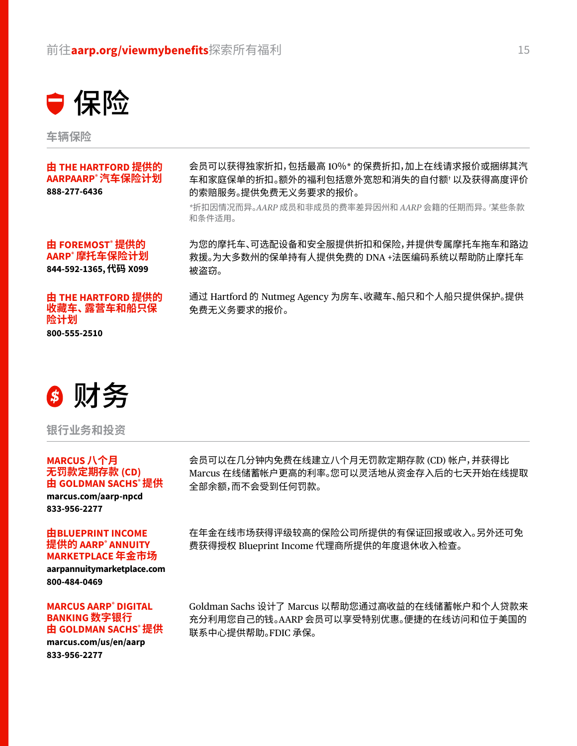# 保险

## 车辆保险

**由 THE HARTFORD 提供的 AARPAARP® 汽车保险计划**
**888-277-6436**

会员可以获得独家折扣，包括最高 10%* 的保费折扣，加上在线请求报价或捆绑其汽车和家庭保单的折扣。额外的福利包括意外宽恕和消失的自付额† 以及获得高度评价的索赔服务。提供免费无义务要求的报价。

*折扣因情况而异。*AARP* 成员和非成员的费率差异因州和 *AARP* 会籍的任期而异。†某些条款和条件适用。

**由 FOREMOST® 提供的 AARP® 摩托车保险计划**
**844-592-1365，代码 X099**

为您的摩托车、可选配设备和安全服提供折扣和保险，并提供专属摩托车拖车和路边救援。为大多数州的保单持有人提供免费的 DNA +法医编码系统以帮助防止摩托车被盗窃。

**由 THE HARTFORD 提供的收藏车、露营车和船只保险计划**
**800-555-2510**

通过 Hartford 的 Nutmeg Agency 为房车、收藏车、船只和个人船只提供保护。提供免费无义务要求的报价。

# 财务

## 银行业务和投资

**MARCUS 八个月无罚款定期存款 (CD) 由 GOLDMAN SACHS® 提供**
**marcus.com/aarp-npcd**
**833-956-2277**

会员可以在几分钟内免费在线建立八个月无罚款定期存款 (CD) 帐户，并获得比 Marcus 在线储蓄帐户更高的利率。您可以灵活地从资金存入后的七天开始在线提取全部余额，而不会受到任何罚款。

**由BLUEPRINT INCOME 提供的 AARP® ANNUITY MARKETPLACE 年金市场**
**aarpannuitymarketplace.com**
**800-484-0469**

在年金在线市场获得评级较高的保险公司所提供的有保证回报或收入。另外还可免费获得授权 Blueprint Income 代理商所提供的年度退休收入检查。

**MARCUS AARP® DIGITAL BANKING 数字银行由 GOLDMAN SACHS® 提供**
**marcus.com/us/en/aarp**
**833-956-2277**

Goldman Sachs 设计了 Marcus 以帮助您通过高收益的在线储蓄帐户和个人贷款来充分利用您自己的钱。AARP 会员可以享受特别优惠。便捷的在线访问和位于美国的联系中心提供帮助。FDIC 承保。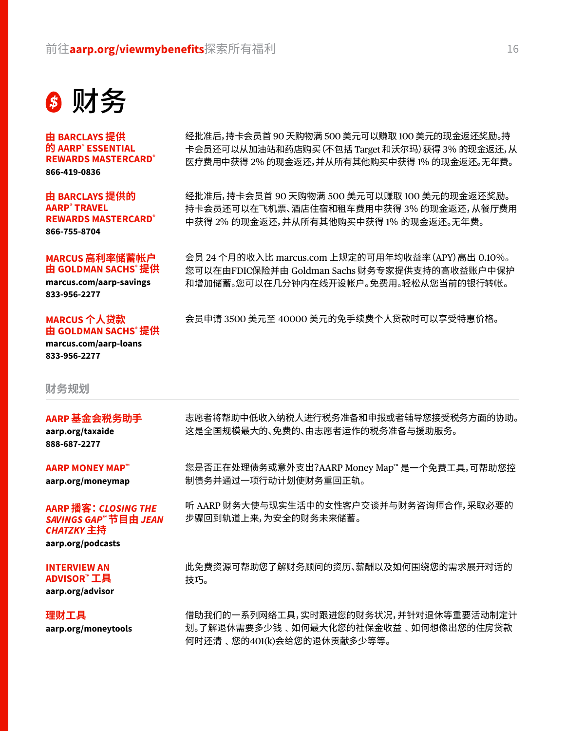# 财务

**由 BARCLAYS 提供的 AARP® ESSENTIAL REWARDS MASTERCARD®**
866-419-0836

经批准后,持卡会员首 90 天购物满 500 美元可以赚取 100 美元的现金返还奖励。持卡会员还可以从加油站和药店购买(不包括 Target 和沃尔玛)获得 3% 的现金返还,从医疗费用中获得 2% 的现金返还,并从所有其他购买中获得 1% 的现金返还。无年费。

**由 BARCLAYS 提供的 AARP® TRAVEL REWARDS MASTERCARD®**
866-755-8704

经批准后,持卡会员首 90 天购物满 500 美元可以赚取 100 美元的现金返还奖励。持卡会员还可以在飞机票、酒店住宿和租车费用中获得 3% 的现金返还,从餐厅费用中获得 2% 的现金返还,并从所有其他购买中获得 1% 的现金返还。无年费。

**MARCUS 高利率储蓄帐户由 GOLDMAN SACHS® 提供**
marcus.com/aarp-savings
833-956-2277

会员 24 个月的收入比 marcus.com 上规定的可用年均收益率(APY)高出 0.10%。您可以在由FDIC保险并由 Goldman Sachs 财务专家提供支持的高收益账户中保护和增加储蓄。您可以在几分钟内在线开设帐户。免费用。轻松从您当前的银行转帐。

**MARCUS 个人贷款由 GOLDMAN SACHS® 提供**
marcus.com/aarp-loans
833-956-2277

会员申请 3500 美元至 40000 美元的免手续费个人贷款时可以享受特惠价格。

## 财务规划

**AARP 基金会税务助手**
aarp.org/taxaide
888-687-2277

志愿者将帮助中低收入纳税人进行税务准备和申报或者辅导您接受税务方面的协助。这是全国规模最大的、免费的、由志愿者运作的税务准备与援助服务。

**AARP MONEY MAP™**
aarp.org/moneymap

您是否正在处理债务或意外支出?AARP Money Map™ 是一个免费工具,可帮助您控制债务并通过一项行动计划使财务重回正轨。

**AARP 播客:*CLOSING THE SAVINGS GAP*™ 节目由 *JEAN CHATZKY* 主持**
aarp.org/podcasts

听 AARP 财务大使与现实生活中的女性客户交谈并与财务咨询师合作,采取必要的步骤回到轨道上来,为安全的财务未来储蓄。

**INTERVIEW AN ADVISOR™ 工具**
aarp.org/advisor

此免费资源可帮助您了解财务顾问的资历、薪酬以及如何围绕您的需求展开对话的技巧。

**理财工具**
aarp.org/moneytools

借助我们的一系列网络工具,实时跟进您的财务状况,并针对退休等重要活动制定计划。了解退休需要多少钱 、如何最大化您的社保金收益 、如何想像出您的住房贷款何时还清 、您的401(k)会给您的退休贡献多少等等。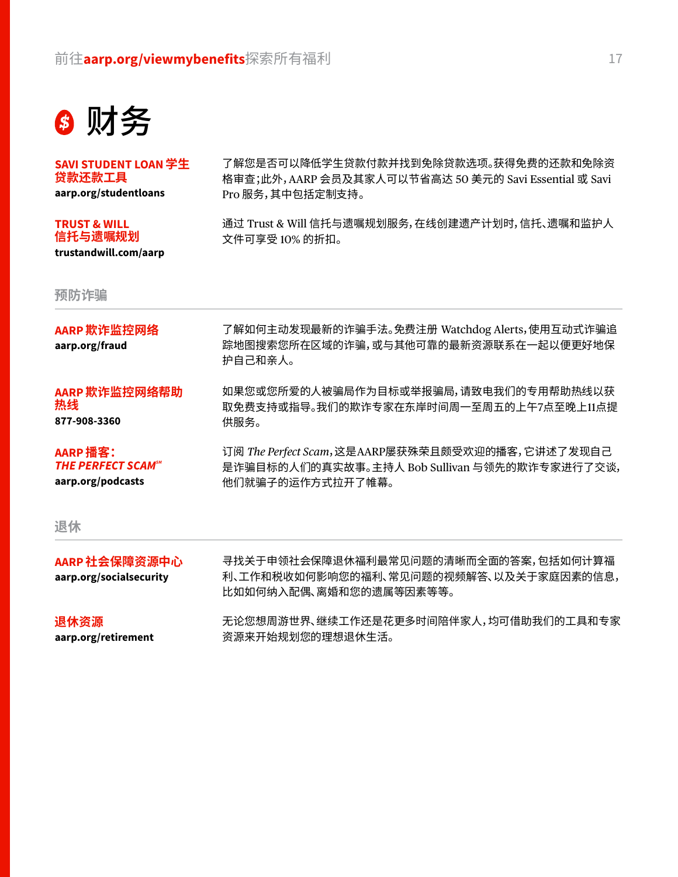# 财务

**SAVI STUDENT LOAN 学生贷款还款工具**
**aarp.org/studentloans**

了解您是否可以降低学生贷款付款并找到免除贷款选项。获得免费的还款和免除资格审查；此外，AARP 会员及其家人可以节省高达 50 美元的 Savi Essential 或 Savi Pro 服务，其中包括定制支持。

**TRUST & WILL 信托与遗嘱规划**
**trustandwill.com/aarp**

通过 Trust & Will 信托与遗嘱规划服务，在线创建遗产计划时，信托、遗嘱和监护人文件可享受 10% 的折扣。

## 预防诈骗

**AARP 欺诈监控网络**
**aarp.org/fraud**

了解如何主动发现最新的诈骗手法。免费注册 Watchdog Alerts，使用互动式诈骗追踪地图搜索您所在区域的诈骗，或与其他可靠的最新资源联系在一起以便更好地保护自己和亲人。

**AARP 欺诈监控网络帮助热线**
**877-908-3360**

如果您或您所爱的人被骗局作为目标或举报骗局，请致电我们的专用帮助热线以获取免费支持或指导。我们的欺诈专家在东岸时间周一至周五的上午7点至晚上11点提供服务。

**AARP 播客：*THE PERFECT SCAM℠***
**aarp.org/podcasts**

订阅 *The Perfect Scam*，这是AARP屡获殊荣且颇受欢迎的播客，它讲述了发现自己是诈骗目标的人们的真实故事。主持人 Bob Sullivan 与领先的欺诈专家进行了交谈，他们就骗子的运作方式拉开了帷幕。

## 退休

**AARP 社会保障资源中心**
**aarp.org/socialsecurity**

寻找关于申领社会保障退休福利最常见问题的清晰而全面的答案，包括如何计算福利、工作和税收如何影响您的福利、常见问题的视频解答、以及关于家庭因素的信息，比如如何纳入配偶、离婚和您的遗属等因素等等。

**退休资源**
**aarp.org/retirement**

无论您想周游世界、继续工作还是花更多时间陪伴家人，均可借助我们的工具和专家资源来开始规划您的理想退休生活。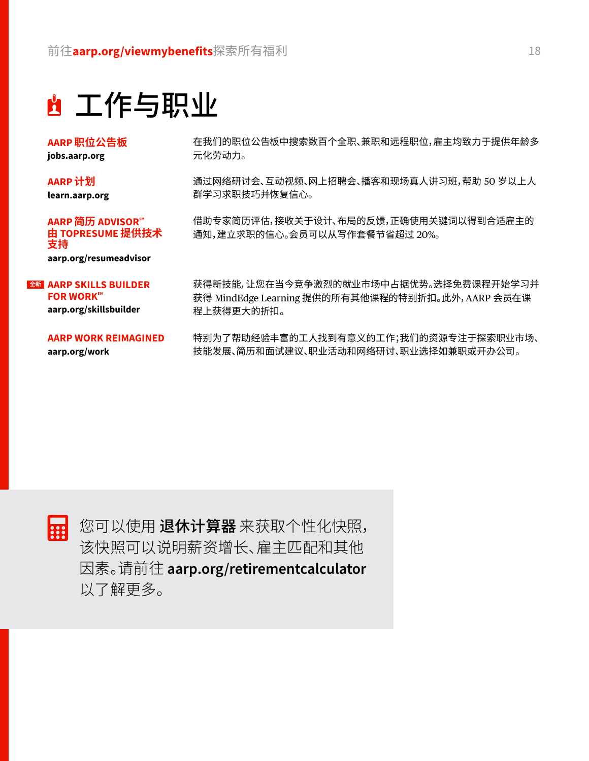# 工作与职业

**AARP 职位公告板**
**jobs.aarp.org**

在我们的职位公告板中搜索数百个全职、兼职和远程职位，雇主均致力于提供年龄多元化劳动力。

**AARP 计划**
**learn.aarp.org**

通过网络研讨会、互动视频、网上招聘会、播客和现场真人讲习班，帮助 50 岁以上人群学习求职技巧并恢复信心。

**AARP 简历 ADVISOR℠ 由 TOPRESUME 提供技术支持**
**aarp.org/resumeadvisor**

借助专家简历评估，接收关于设计、布局的反馈，正确使用关键词以得到合适雇主的通知，建立求职的信心。会员可以从写作套餐节省超过 20%。

全新 **AARP SKILLS BUILDER FOR WORK℠**
**aarp.org/skillsbuilder**

获得新技能，让您在当今竞争激烈的就业市场中占据优势。选择免费课程开始学习并获得 MindEdge Learning 提供的所有其他课程的特别折扣。此外，AARP 会员在课程上获得更大的折扣。

**AARP WORK REIMAGINED**
**aarp.org/work**

特别为了帮助经验丰富的工人找到有意义的工作；我们的资源专注于探索职业市场、技能发展、简历和面试建议、职业活动和网络研讨会、职业选择如兼职或开办公司。

您可以使用 **退休计算器** 来获取个性化快照，该快照可以说明薪资增长、雇主匹配和其他因素。请前往 **aarp.org/retirementcalculator** 以了解更多。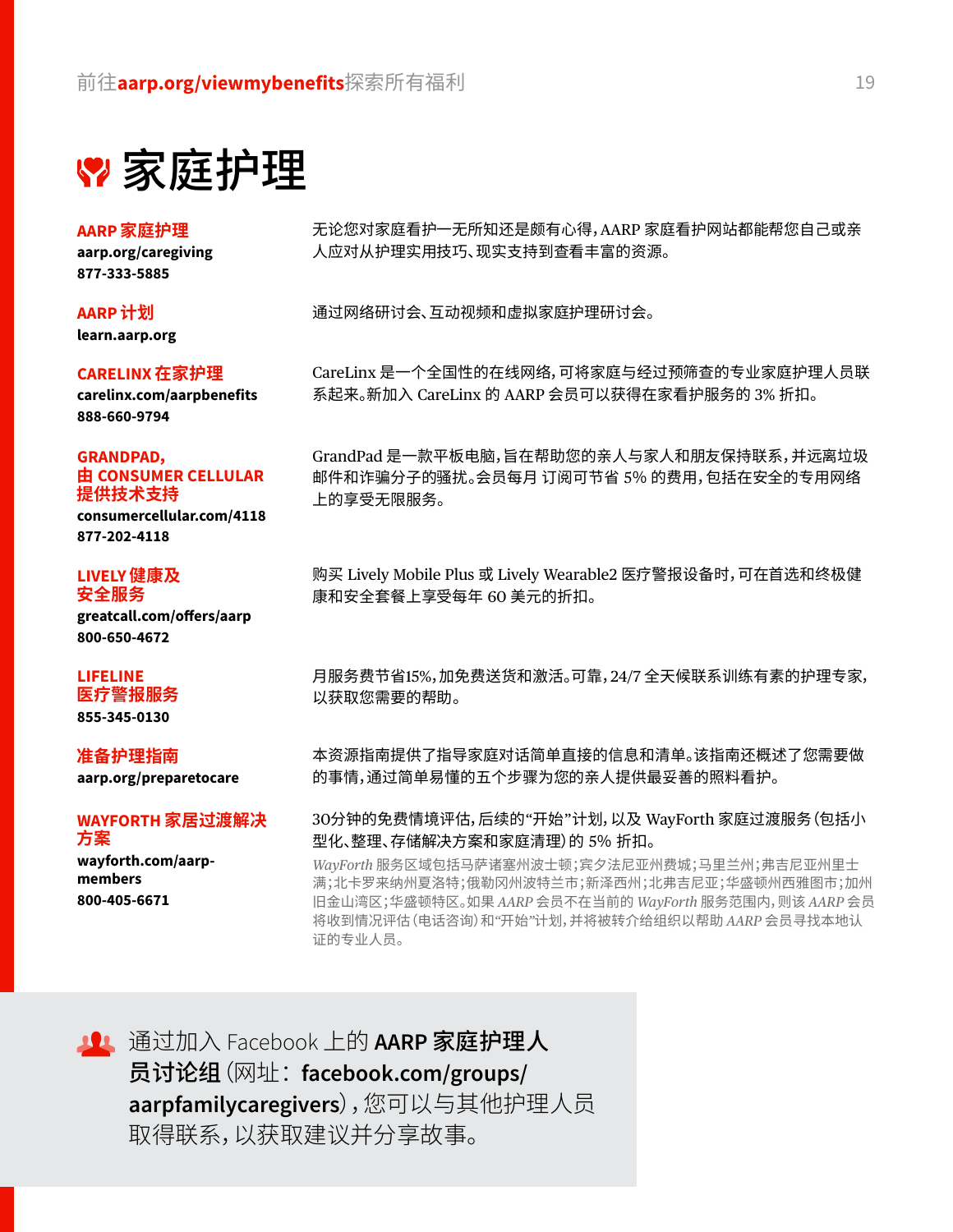# 家庭护理

**AARP 家庭护理**
**aarp.org/caregiving**
**877-333-5885**

无论您对家庭看护一无所知还是颇有心得，AARP 家庭看护网站都能帮您自己或亲人应对从护理实用技巧、现实支持到查看丰富的资源。

**AARP 计划**
**learn.aarp.org**

通过网络研讨会、互动视频和虚拟家庭护理研讨会。

**CARELINX 在家护理**
**carelinx.com/aarpbenefits**
**888-660-9794**

CareLinx 是一个全国性的在线网络，可将家庭与经过预筛查的专业家庭护理人员联系起来。新加入 CareLinx 的 AARP 会员可以获得在家看护服务的 3% 折扣。

**GRANDPAD，由 CONSUMER CELLULAR 提供技术支持**
**consumercellular.com/4118**
**877-202-4118**

GrandPad 是一款平板电脑，旨在帮助您的亲人与家人和朋友保持联系，并远离垃圾邮件和诈骗分子的骚扰。会员每月 订阅可节省 5% 的费用，包括在安全的专用网络上的享受无限服务。

**LIVELY 健康及安全服务**
**greatcall.com/offers/aarp**
**800-650-4672**

购买 Lively Mobile Plus 或 Lively Wearable2 医疗警报设备时，可在首选和终极健康和安全套餐上享受每年 60 美元的折扣。

**LIFELINE 医疗警报服务**
**855-345-0130**

月服务费节省15%，加免费送货和激活。可靠，24/7 全天候联系训练有素的护理专家，以获取您需要的帮助。

**准备护理指南**
**aarp.org/preparetocare**

本资源指南提供了指导家庭对话简单直接的信息和清单。该指南还概述了您需要做的事情，通过简单易懂的五个步骤为您的亲人提供最妥善的照料看护。

**WAYFORTH 家居过渡解决方案**
**wayforth.com/aarp-members**
**800-405-6671**

30分钟的免费情境评估，后续的"开始"计划，以及 WayForth 家庭过渡服务（包括小型化、整理、存储解决方案和家庭清理）的 5% 折扣。

*WayForth* 服务区域包括马萨诸塞州波士顿；宾夕法尼亚州费城；马里兰州；弗吉尼亚州里士满；北卡罗来纳州夏洛特；俄勒冈州波特兰市；新泽西州；北弗吉尼亚；华盛顿州西雅图市；加州旧金山湾区；华盛顿特区。如果 *AARP* 会员不在当前的 *WayForth* 服务范围内，则该 *AARP* 会员将收到情况评估（电话咨询）和"开始"计划，并将被转介给组织以帮助 *AARP* 会员寻找本地认证的专业人员。

通过加入 Facebook 上的 **AARP 家庭护理人员讨论组**（网址：**facebook.com/groups/aarpfamilycaregivers**），您可以与其他护理人员取得联系，以获取建议并分享故事。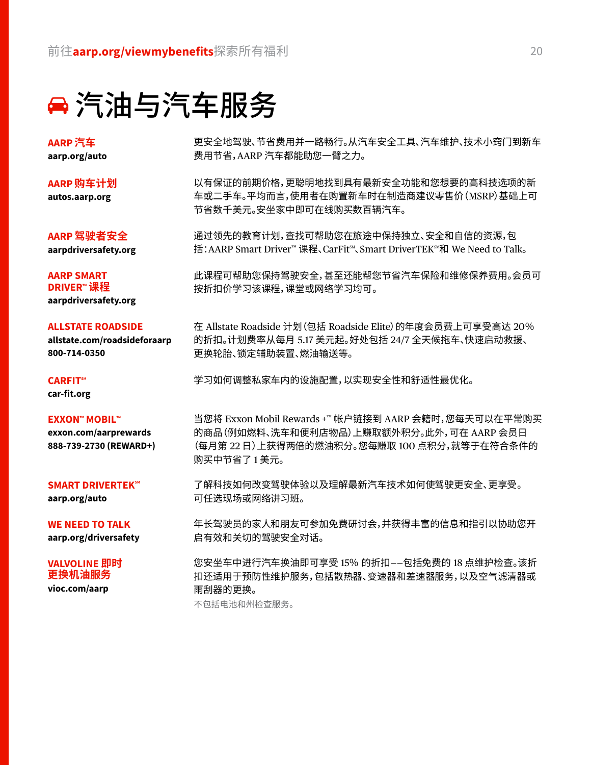# 汽油与汽车服务

**AARP 汽车**
**aarp.org/auto**

更安全地驾驶、节省费用并一路畅行。从汽车安全工具、汽车维护、技术小窍门到新车费用节省，AARP 汽车都能助您一臂之力。

**AARP 购车计划**
**autos.aarp.org**

以有保证的前期价格，更聪明地找到具有最新安全功能和您想要的高科技选项的新车或二手车。平均而言，使用者在购置新车时在制造商建议零售价（MSRP）基础上可节省数千美元。安坐家中即可在线购买数百辆汽车。

**AARP 驾驶者安全**
**aarpdriversafety.org**

通过领先的教育计划，查找可帮助您在旅途中保持独立、安全和自信的资源，包括：AARP Smart Driver™ 课程、CarFit℠、Smart DriverTEK℠和 We Need to Talk。

**AARP SMART DRIVER™ 课程**
**aarpdriversafety.org**

此课程可帮助您保持驾驶安全，甚至还能帮您节省汽车保险和维修保养费用。会员可按折扣价学习该课程，课堂或网络学习均可。

**ALLSTATE ROADSIDE**
**allstate.com/roadsideforaarp**
**800-714-0350**

在 Allstate Roadside 计划（包括 Roadside Elite）的年度会员费上可享受高达 20% 的折扣。计划费率从每月 5.17 美元起。好处包括 24/7 全天候拖车、快速启动救援、更换轮胎、锁定辅助装置、燃油输送等。

**CARFIT℠**
**car-fit.org**

学习如何调整私家车内的设施配置，以实现安全性和舒适性最优化。

**EXXON™ MOBIL™**
**exxon.com/aarprewards**
**888-739-2730 (REWARD+)**

当您将 Exxon Mobil Rewards +™ 帐户链接到 AARP 会籍时，您每天可以在平常购买的商品（例如燃料、洗车和便利店物品）上赚取额外积分。此外，可在 AARP 会员日（每月第 22 日）上获得两倍的燃油积分。您每赚取 100 点积分，就等于在符合条件的购买中节省了 1 美元。

**SMART DRIVERTEK℠**
**aarp.org/auto**

了解科技如何改变驾驶体验以及理解最新汽车技术如何使驾驶更安全、更享受。可任选现场或网络讲习班。

**WE NEED TO TALK**
**aarp.org/driversafety**

年长驾驶员的家人和朋友可参加免费研讨会，并获得丰富的信息和指引以协助您开启有效和关切的驾驶安全对话。

**VALVOLINE 即时更换机油服务**
**vioc.com/aarp**

您安坐车中进行汽车换油即可享受 15% 的折扣——包括免费的 18 点维护检查。该折扣还适用于预防性维护服务，包括散热器、变速器和差速器服务，以及空气滤清器或雨刮器的更换。

不包括电池和州检查服务。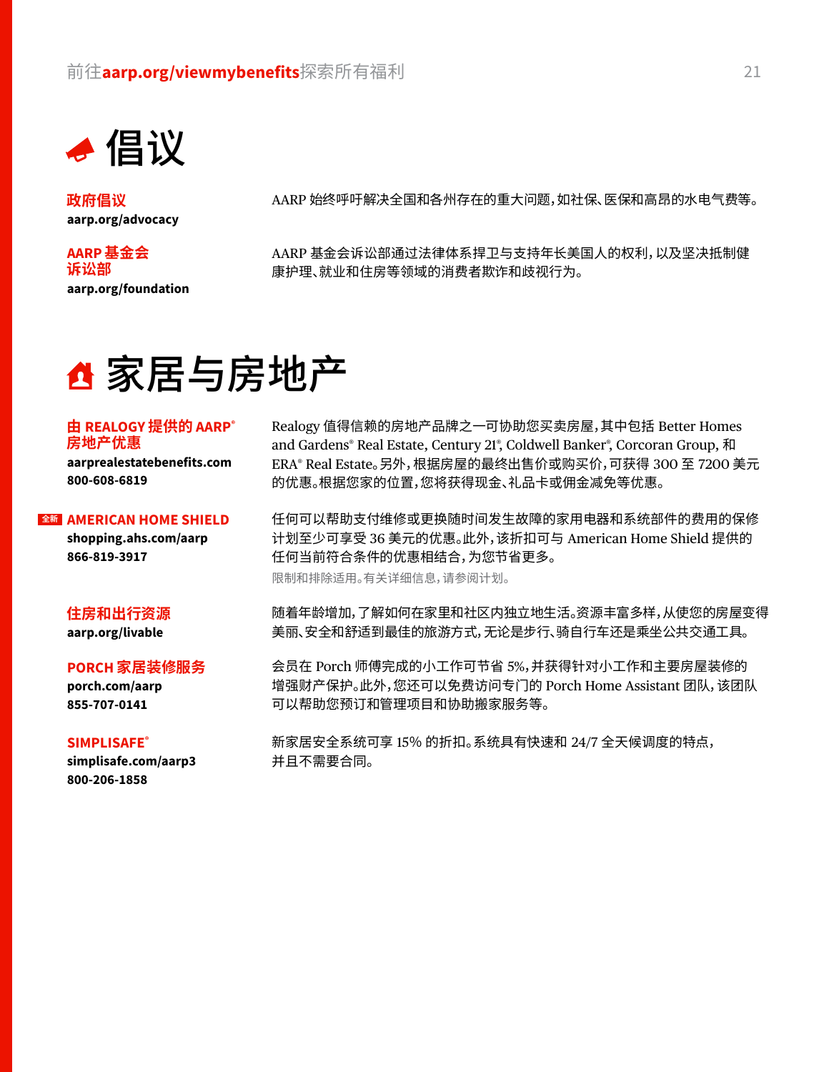# 倡议

**政府倡议**
**aarp.org/advocacy**

AARP 始终呼吁解决全国和各州存在的重大问题，如社保、医保和高昂的水电气费等。

**AARP 基金会诉讼部**
**aarp.org/foundation**

AARP 基金会诉讼部通过法律体系捍卫与支持年长美国人的权利，以及坚决抵制健康护理、就业和住房等领域的消费者欺诈和歧视行为。

# 家居与房地产

**由 REALOGY 提供的 AARP® 房地产优惠**
**aarprealestatebenefits.com**
**800-608-6819**

Realogy 值得信赖的房地产品牌之一可协助您买卖房屋，其中包括 Better Homes and Gardens® Real Estate, Century 21®, Coldwell Banker®, Corcoran Group, 和 ERA® Real Estate。另外，根据房屋的最终出售价或购买价，可获得 300 至 7200 美元的优惠。根据您家的位置，您将获得现金、礼品卡或佣金减免等优惠。

全新 **AMERICAN HOME SHIELD**
**shopping.ahs.com/aarp**
**866-819-3917**

任何可以帮助支付维修或更换随时间发生故障的家用电器和系统部件的费用的保修计划至少可享受 36 美元的优惠。此外，该折扣可与 American Home Shield 提供的任何当前符合条件的优惠相结合，为您节省更多。

限制和排除适用。有关详细信息，请参阅计划。

**住房和出行资源**
**aarp.org/livable**

随着年龄增加，了解如何在家里和社区内独立地生活。资源丰富多样，从使您的房屋变得美丽、安全和舒适到最佳的旅游方式，无论是步行、骑自行车还是乘坐公共交通工具。

**PORCH 家居装修服务**
**porch.com/aarp**
**855-707-0141**

会员在 Porch 师傅完成的小工作可节省 5%，并获得针对小工作和主要房屋装修的增强财产保护。此外，您还可以免费访问专门的 Porch Home Assistant 团队，该团队可以帮助您预订和管理项目和协助搬家服务等。

**SIMPLISAFE®**
**simplisafe.com/aarp3**
**800-206-1858**

新家居安全系统可享 15% 的折扣。系统具有快速和 24/7 全天候调度的特点，并且不需要合同。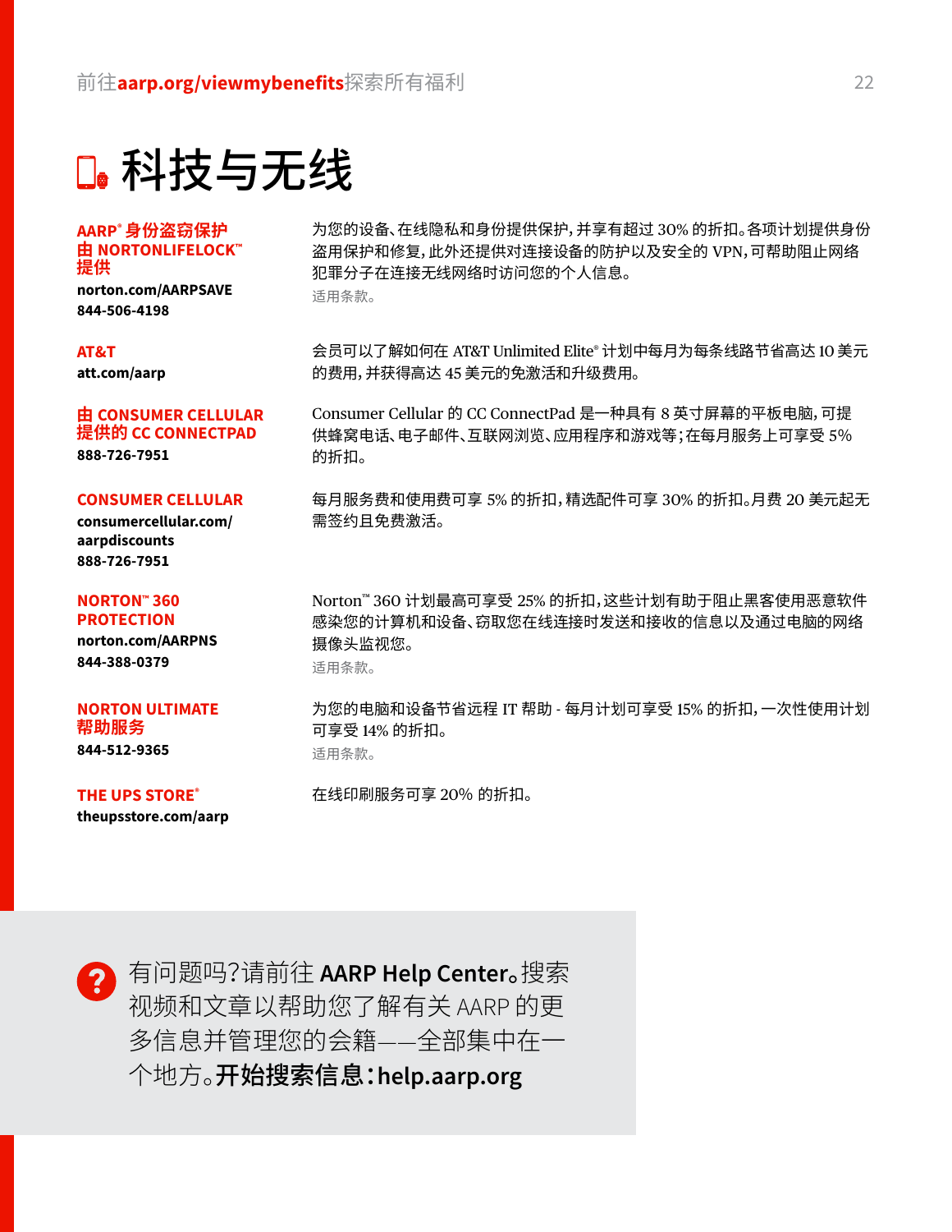# 科技与无线

**AARP® 身份盗窃保护由 NORTONLIFELOCK™ 提供**
**norton.com/AARPSAVE**
**844-506-4198**

为您的设备、在线隐私和身份提供保护，并享有超过 30% 的折扣。各项计划提供身份盗用保护和修复，此外还提供对连接设备的防护以及安全的 VPN，可帮助阻止网络犯罪分子在连接无线网络时访问您的个人信息。
适用条款。

**AT&T**
**att.com/aarp**

会员可以了解如何在 AT&T Unlimited Elite® 计划中每月为每条线路节省高达 10 美元的费用，并获得高达 45 美元的免激活和升级费用。

**由 CONSUMER CELLULAR 提供的 CC CONNECTPAD**
**888-726-7951**

Consumer Cellular 的 CC ConnectPad 是一种具有 8 英寸屏幕的平板电脑，可提供蜂窝电话、电子邮件、互联网浏览、应用程序和游戏等；在每月服务上可享受 5% 的折扣。

**CONSUMER CELLULAR**
**consumercellular.com/aarpdiscounts**
**888-726-7951**

每月服务费和使用费可享 5% 的折扣，精选配件可享 30% 的折扣。月费 20 美元起无需签约且免费激活。

**NORTON™ 360 PROTECTION**
**norton.com/AARPNS**
**844-388-0379**

Norton™ 360 计划最高可享受 25% 的折扣，这些计划有助于阻止黑客使用恶意软件感染您的计算机和设备、窃取您在线连接时发送和接收的信息以及通过电脑的网络摄像头监视您。
适用条款。

**NORTON ULTIMATE 帮助服务**
**844-512-9365**

为您的电脑和设备节省远程 IT 帮助 - 每月计划可享受 15% 的折扣，一次性使用计划可享受 14% 的折扣。
适用条款。

**THE UPS STORE®**
**theupsstore.com/aarp**

在线印刷服务可享 20% 的折扣。

有问题吗？请前往 **AARP Help Center**。搜索视频和文章以帮助您了解有关 AARP 的更多信息并管理您的会籍——全部集中在一个地方。**开始搜索信息：help.aarp.org**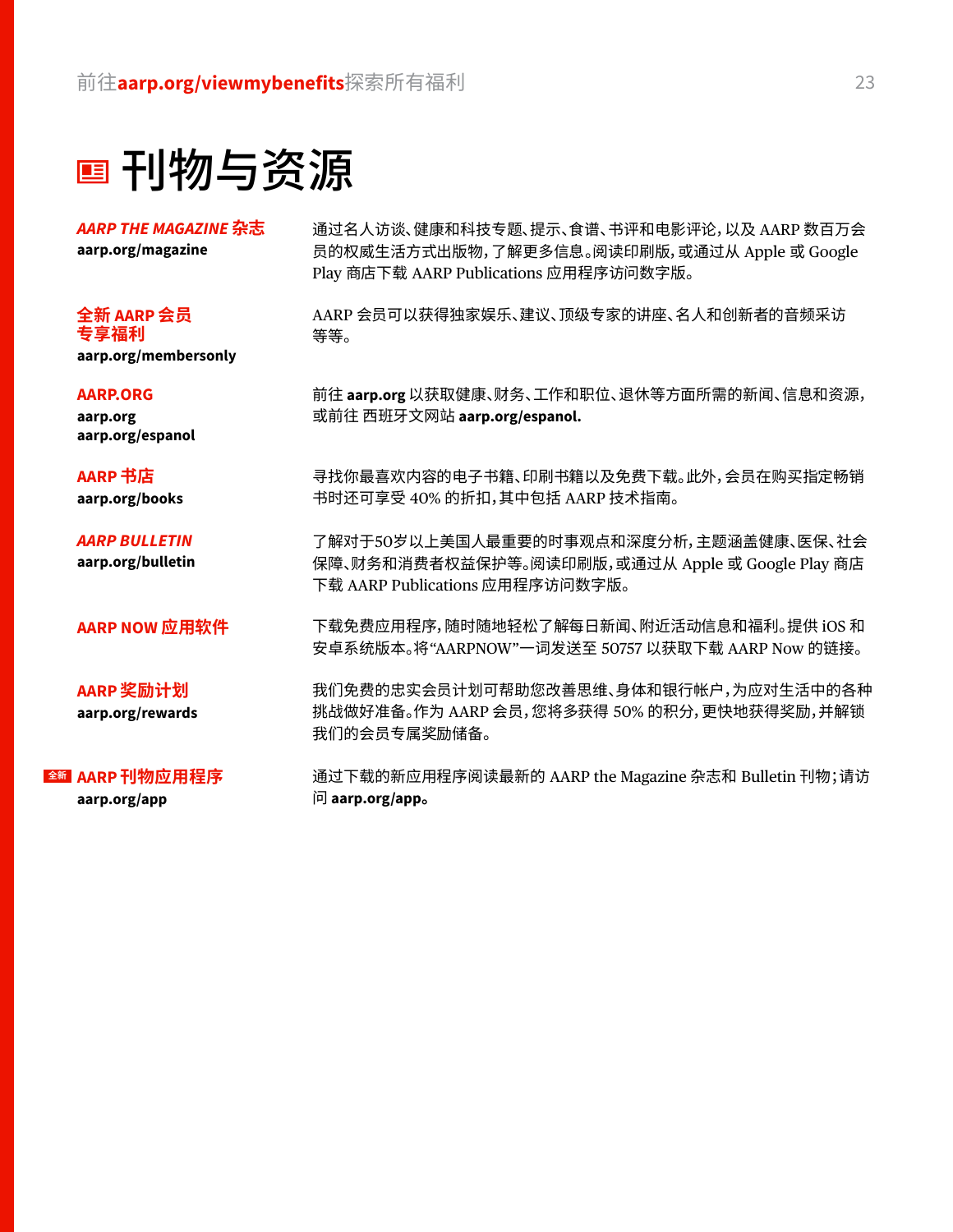# 刊物与资源

***AARP THE MAGAZINE* 杂志**
**aarp.org/magazine**

通过名人访谈、健康和科技专题、提示、食谱、书评和电影评论，以及 AARP 数百万会员的权威生活方式出版物，了解更多信息。阅读印刷版，或通过从 Apple 或 Google Play 商店下载 AARP Publications 应用程序访问数字版。

**全新 AARP 会员专享福利**
**aarp.org/membersonly**

AARP 会员可以获得独家娱乐、建议、顶级专家的讲座、名人和创新者的音频采访等等。

**AARP.ORG**
**aarp.org**
**aarp.org/espanol**

前往 **aarp.org** 以获取健康、财务、工作和职位、退休等方面所需的新闻、信息和资源，或前往 西班牙文网站 **aarp.org/espanol.**

**AARP 书店**
**aarp.org/books**

寻找你最喜欢内容的电子书籍、印刷书籍以及免费下载。此外，会员在购买指定畅销书时还可享受 40% 的折扣，其中包括 AARP 技术指南。

***AARP BULLETIN***
**aarp.org/bulletin**

了解对于50岁以上美国人最重要的时事观点和深度分析，主题涵盖健康、医保、社会保障、财务和消费者权益保护等。阅读印刷版，或通过从 Apple 或 Google Play 商店下载 AARP Publications 应用程序访问数字版。

**AARP NOW 应用软件**

下载免费应用程序，随时随地轻松了解每日新闻、附近活动信息和福利。提供 iOS 和安卓系统版本。将“AARPNOW”一词发送至 50757 以获取下载 AARP Now 的链接。

**AARP 奖励计划**
**aarp.org/rewards**

我们免费的忠实会员计划可帮助您改善思维、身体和银行帐户，为应对生活中的各种挑战做好准备。作为 AARP 会员，您将多获得 50% 的积分，更快地获得奖励，并解锁我们的会员专属奖励储备。

全新 **AARP 刊物应用程序**
**aarp.org/app**

通过下载的新应用程序阅读最新的 AARP the Magazine 杂志和 Bulletin 刊物；请访问 **aarp.org/app。**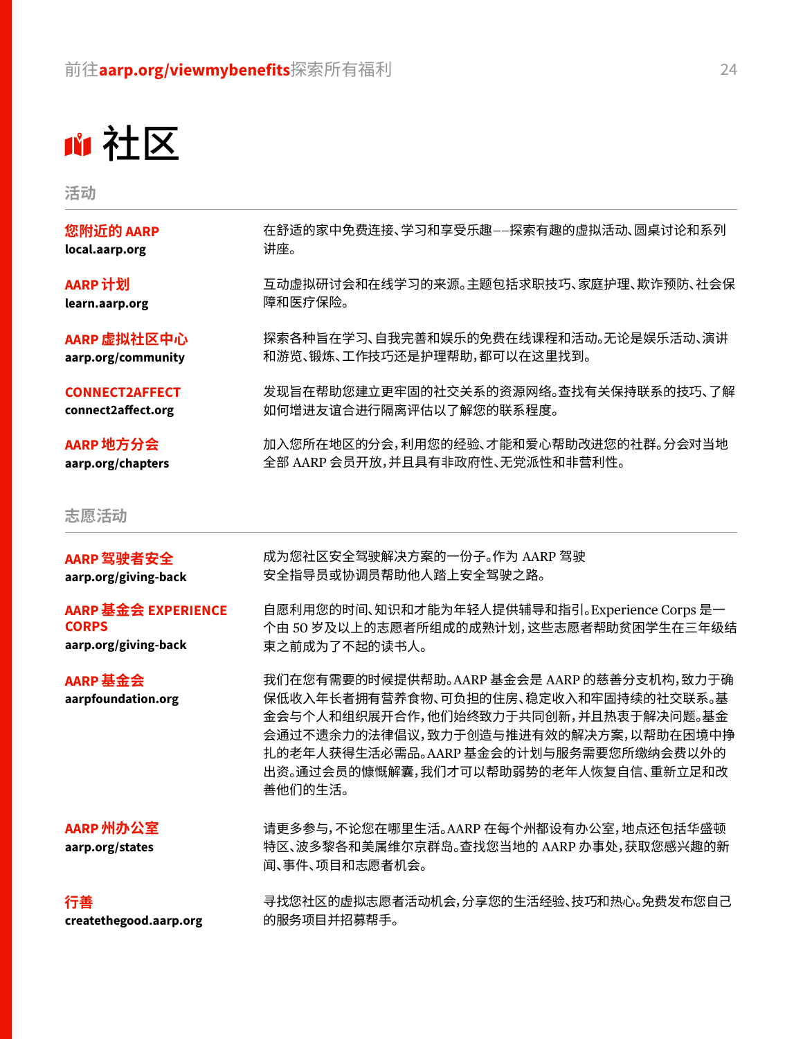# 社区

## 活动

**您附近的 AARP**
**local.aarp.org**

在舒适的家中免费连接、学习和享受乐趣——探索有趣的虚拟活动、圆桌讨论和系列讲座。

**AARP 计划**
**learn.aarp.org**

互动虚拟研讨会和在线学习的来源。主题包括求职技巧、家庭护理、欺诈预防、社会保障和医疗保险。

**AARP 虚拟社区中心**
**aarp.org/community**

探索各种旨在学习、自我完善和娱乐的免费在线课程和活动。无论是娱乐活动、演讲和游览、锻炼、工作技巧还是护理帮助，都可以在这里找到。

**CONNECT2AFFECT**
**connect2affect.org**

发现旨在帮助您建立更牢固的社交关系的资源网络。查找有关保持联系的技巧、了解如何增进友谊合进行隔离评估以了解您的联系程度。

**AARP 地方分会**
**aarp.org/chapters**

加入您所在地区的分会，利用您的经验、才能和爱心帮助改进您的社群。分会对当地全部 AARP 会员开放，并且具有非政府性、无党派性和非营利性。

## 志愿活动

**AARP 驾驶者安全**
**aarp.org/giving-back**

成为您社区安全驾驶解决方案的一份子。作为 AARP 驾驶安全指导员或协调员帮助他人踏上安全驾驶之路。

**AARP 基金会 EXPERIENCE CORPS**
**aarp.org/giving-back**

自愿利用您的时间、知识和才能为年轻人提供辅导和指引。Experience Corps 是一个由 50 岁及以上的志愿者所组成的成熟计划，这些志愿者帮助贫困学生在三年级结束之前成为了不起的读书人。

**AARP 基金会**
**aarpfoundation.org**

我们在您有需要的时候提供帮助。AARP 基金会是 AARP 的慈善分支机构，致力于确保低收入年长者拥有营养食物、可负担的住房、稳定收入和牢固持续的社交联系。基金会与个人和组织展开合作，他们始终致力于共同创新，并且热衷于解决问题。基金会通过不遗余力的法律倡议，致力于创造与推进有效的解决方案，以帮助在困境中挣扎的老年人获得生活必需品。AARP 基金会的计划与服务需要您所缴纳会费以外的出资。通过会员的慷慨解囊，我们才可以帮助弱势的老年人恢复自信、重新立足和改善他们的生活。

**AARP 州办公室**
**aarp.org/states**

请更多参与，不论您在哪里生活。AARP 在每个州都设有办公室，地点还包括华盛顿特区、波多黎各和美属维尔京群岛。查找您当地的 AARP 办事处，获取您感兴趣的新闻、事件、项目和志愿者机会。

**行善**
**createthegood.aarp.org**

寻找您社区的虚拟志愿者活动机会，分享您的生活经验、技巧和热心。免费发布您自己的服务项目并招募帮手。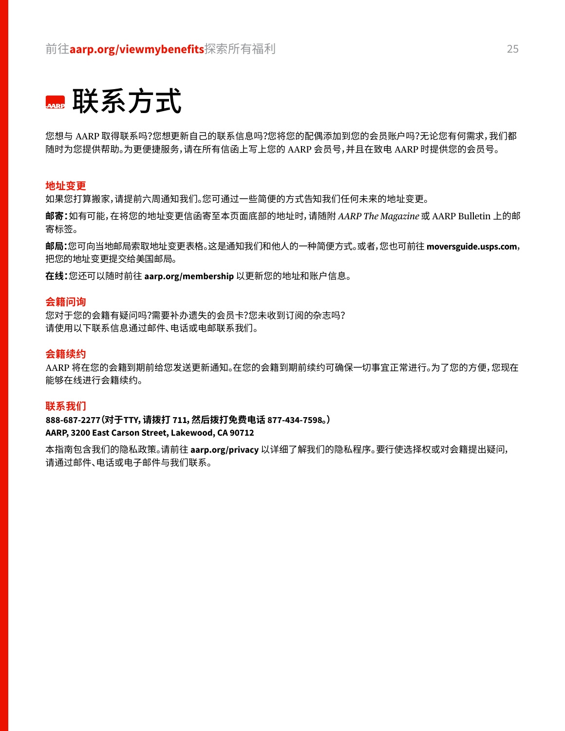# 联系方式

您想与 AARP 取得联系吗?您想更新自己的联系信息吗?您将您的配偶添加到您的会员账户吗?无论您有何需求，我们都随时为您提供帮助。为更便捷服务，请在所有信函上写上您的 AARP 会员号，并且在致电 AARP 时提供您的会员号。

## 地址变更

如果您打算搬家，请提前六周通知我们。您可通过一些简便的方式告知我们任何未来的地址变更。

**邮寄：**如有可能，在将您的地址变更信函寄至本页面底部的地址时，请随附 *AARP The Magazine* 或 AARP Bulletin 上的邮寄标签。

**邮局：**您可向当地邮局索取地址变更表格。这是通知我们和他人的一种简便方式。或者，您也可前往 **moversguide.usps.com**，把您的地址变更提交给美国邮局。

**在线：**您还可以随时前往 **aarp.org/membership** 以更新您的地址和账户信息。

## 会籍问询

您对于您的会籍有疑问吗?需要补办遗失的会员卡?您未收到订阅的杂志吗?
请使用以下联系信息通过邮件、电话或电邮联系我们。

## 会籍续约

AARP 将在您的会籍到期前给您发送更新通知。在您的会籍到期前续约可确保一切事宜正常进行。为了您的方便，您现在能够在线进行会籍续约。

## 联系我们

**888-687-2277（对于TTY，请拨打 711，然后拨打免费电话 877-434-7598。）**
**AARP, 3200 East Carson Street, Lakewood, CA 90712**

本指南包含我们的隐私政策。请前往 **aarp.org/privacy** 以详细了解我们的隐私程序。要行使选择权或对会籍提出疑问，请通过邮件、电话或电子邮件与我们联系。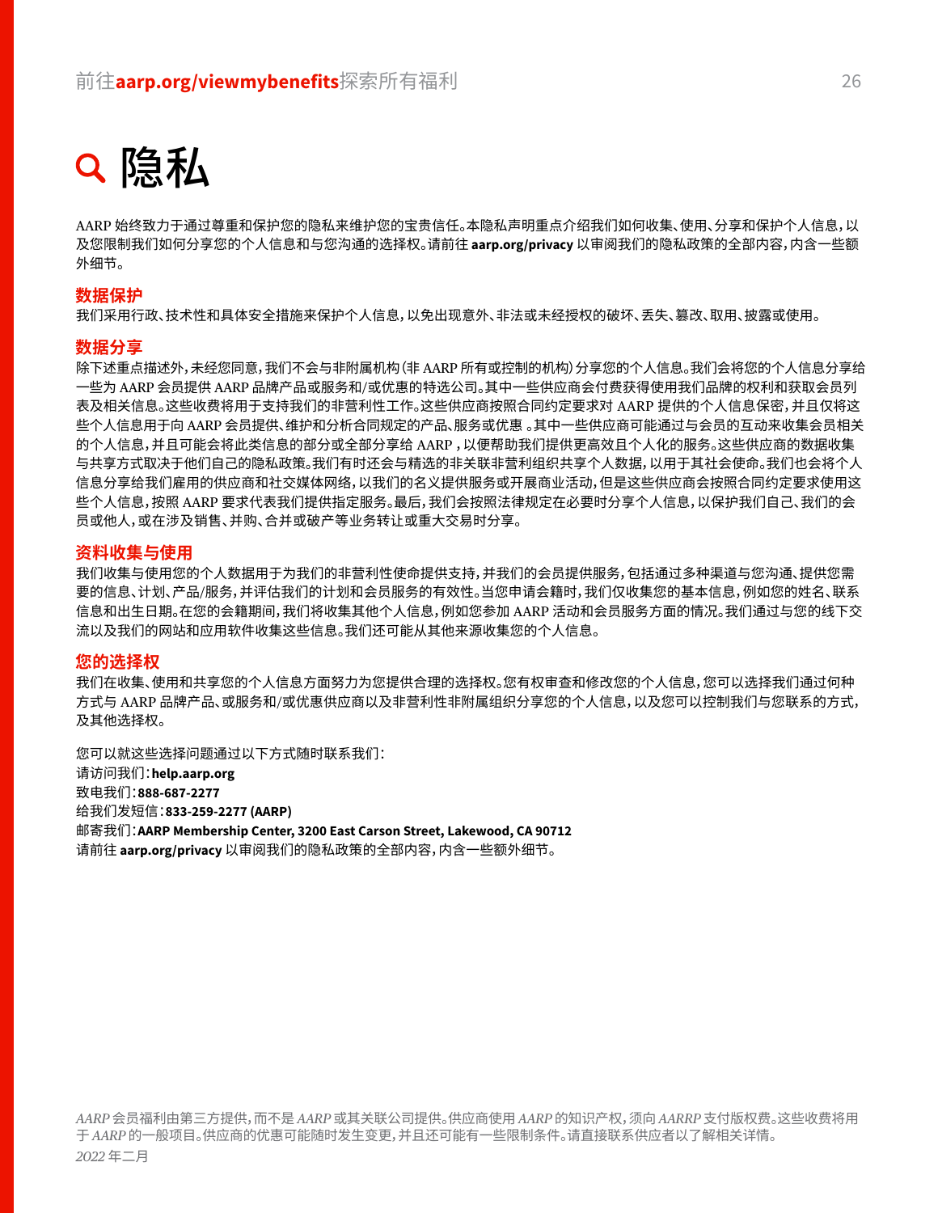# 隐私

AARP 始终致力于通过尊重和保护您的隐私来维护您的宝贵信任。本隐私声明重点介绍我们如何收集、使用、分享和保护个人信息，以及您限制我们如何分享您的个人信息和与您沟通的选择权。请前往 **aarp.org/privacy** 以审阅我们的隐私政策的全部内容，内含一些额外细节。

## 数据保护

我们采用行政、技术性和具体安全措施来保护个人信息，以免出现意外、非法或未经授权的破坏、丢失、篡改、取用、披露或使用。

## 数据分享

除下述重点描述外，未经您同意，我们不会与非附属机构（非 AARP 所有或控制的机构）分享您的个人信息。我们会将您的个人信息分享给一些为 AARP 会员提供 AARP 品牌产品或服务和/或优惠的特选公司。其中一些供应商会付费获得使用我们品牌的权利和获取会员列表及相关信息。这些收费将用于支持我们的非营利性工作。这些供应商按照合同约定要求对 AARP 提供的个人信息保密，并且仅将这些个人信息用于向 AARP 会员提供、维护和分析合同规定的产品、服务或优惠。其中一些供应商可能通过与会员的互动来收集会员相关的个人信息，并且可能会将此类信息的部分或全部分享给 AARP，以便帮助我们提供更高效且个人化的服务。这些供应商的数据收集与共享方式取决于他们自己的隐私政策。我们有时还会与精选的非关联非营利组织共享个人数据，以用于其社会使命。我们也会将个人信息分享给我们雇用的供应商和社交媒体网络，以我们的名义提供服务或开展商业活动，但是这些供应商会按照合同约定要求使用这些个人信息，按照 AARP 要求代表我们提供指定服务。最后，我们会按照法律规定在必要时分享个人信息，以保护我们自己、我们的会员或他人，或在涉及销售、并购、合并或破产等业务转让或重大交易时分享。

## 资料收集与使用

我们收集与使用您的个人数据用于为我们的非营利性使命提供支持，并为我们的会员提供服务，包括通过多种渠道与您沟通、提供您需要的信息、计划、产品/服务，并评估我们的计划和会员服务的有效性。当您申请会籍时，我们仅收集您的基本信息，例如您的姓名、联系信息和出生日期。在您的会籍期间，我们将收集其他个人信息，例如您参加 AARP 活动和会员服务方面的情况。我们通过与您的线下交流以及我们的网站和应用软件收集这些信息。我们还可能从其他来源收集您的个人信息。

## 您的选择权

我们在收集、使用和共享您的个人信息方面努力为您提供合理的选择权。您有权审查和修改您的个人信息，您可以选择我们通过何种方式与 AARP 品牌产品、或服务和/或优惠供应商以及非营利性非附属组织分享您的个人信息，以及您可以控制我们与您联系的方式，及其他选择权。

您可以就这些选择问题通过以下方式随时联系我们：
请访问我们：**help.aarp.org**
致电我们：**888-687-2277**
给我们发短信：**833-259-2277 (AARP)**
邮寄我们：**AARP Membership Center, 3200 East Carson Street, Lakewood, CA 90712**
请前往 **aarp.org/privacy** 以审阅我们的隐私政策的全部内容，内含一些额外细节。

*AARP* 会员福利由第三方提供，而不是 *AARP* 或其关联公司提供。供应商使用 *AARP* 的知识产权，须向 *AARRP* 支付版权费。这些收费将用于 *AARP* 的一般项目。供应商的优惠可能随时发生变更，并且还可能有一些限制条件。请直接联系供应者以了解相关详情。
*2022* 年二月